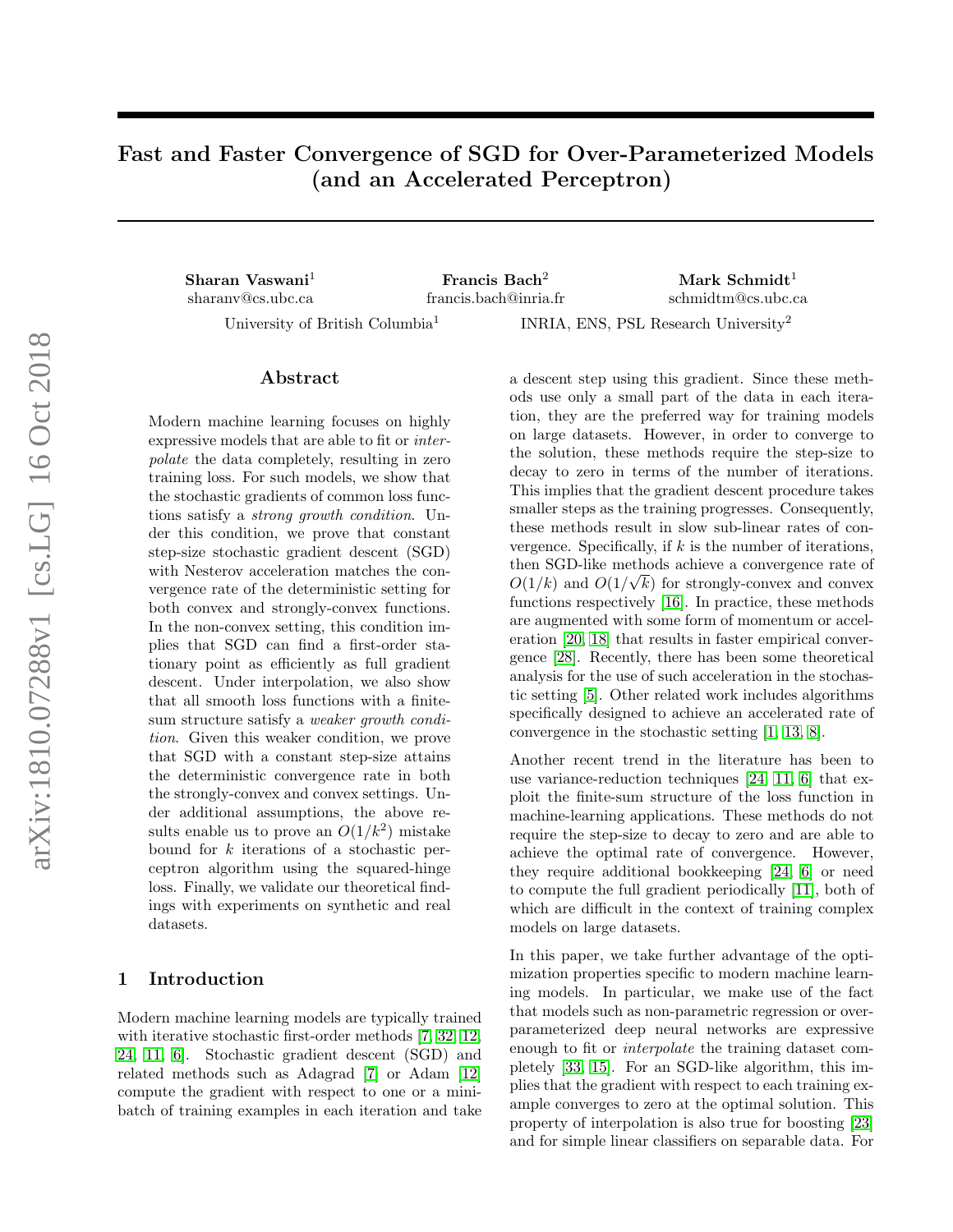# Fast and Faster Convergence of SGD for Over-Parameterized Models (and an Accelerated Perceptron)

**Sharan Vaswani**[1] sharanv@cs.ubc.ca

**Francis Bach**[2] francis.bach@inria.fr

**Mark Schmidt**[1] schmidtm@cs.ubc.ca

University of British Columbia[1]

INRIA, ENS, PSL Research University[2]

## Abstract

Modern machine learning focuses on highly expressive models that are able to fit or *interpolate* the data completely, resulting in zero training loss. For such models, we show that the stochastic gradients of common loss functions satisfy a *strong growth condition*. Under this condition, we prove that constant step-size stochastic gradient descent (SGD) with Nesterov acceleration matches the convergence rate of the deterministic setting for both convex and strongly-convex functions. In the non-convex setting, this condition implies that SGD can find a first-order stationary point as efficiently as full gradient descent. Under interpolation, we also show that all smooth loss functions with a finite-sum structure satisfy a *weaker growth condition*. Given this weaker condition, we prove that SGD with a constant step-size attains the deterministic convergence rate in both the strongly-convex and convex settings. Under additional assumptions, the above results enable us to prove an $O(1/k^2)$ mistake bound for $k$ iterations of a stochastic perceptron algorithm using the squared-hinge loss. Finally, we validate our theoretical findings with experiments on synthetic and real datasets.

## 1 Introduction

Modern machine learning models are typically trained with iterative stochastic first-order methods [7, 32, 12, 24, 11, 6]. Stochastic gradient descent (SGD) and related methods such as Adagrad [7] or Adam [12] compute the gradient with respect to one or a mini-batch of training examples in each iteration and take a descent step using this gradient. Since these methods use only a small part of the data in each iteration, they are the preferred way for training models on large datasets. However, in order to converge to the solution, these methods require the step-size to decay to zero in terms of the number of iterations. This implies that the gradient descent procedure takes smaller steps as the training progresses. Consequently, these methods result in slow sub-linear rates of convergence. Specifically, if $k$ is the number of iterations, then SGD-like methods achieve a convergence rate of $O(1/k)$ and $O(1/\sqrt{k})$ for strongly-convex and convex functions respectively [16]. In practice, these methods are augmented with some form of momentum or acceleration [20, 18] that results in faster empirical convergence [28]. Recently, there has been some theoretical analysis for the use of such acceleration in the stochastic setting [5]. Other related work includes algorithms specifically designed to achieve an accelerated rate of convergence in the stochastic setting [1, 13, 8].

Another recent trend in the literature has been to use variance-reduction techniques [24, 11, 6] that exploit the finite-sum structure of the loss function in machine-learning applications. These methods do not require the step-size to decay to zero and are able to achieve the optimal rate of convergence. However, they require additional bookkeeping [24, 6] or need to compute the full gradient periodically [11], both of which are difficult in the context of training complex models on large datasets.

In this paper, we take further advantage of the optimization properties specific to modern machine learning models. In particular, we make use of the fact that models such as non-parametric regression or over-parameterized deep neural networks are expressive enough to fit or *interpolate* the training dataset completely [33, 15]. For an SGD-like algorithm, this implies that the gradient with respect to each training example converges to zero at the optimal solution. This property of interpolation is also true for boosting [23] and for simple linear classifiers on separable data. For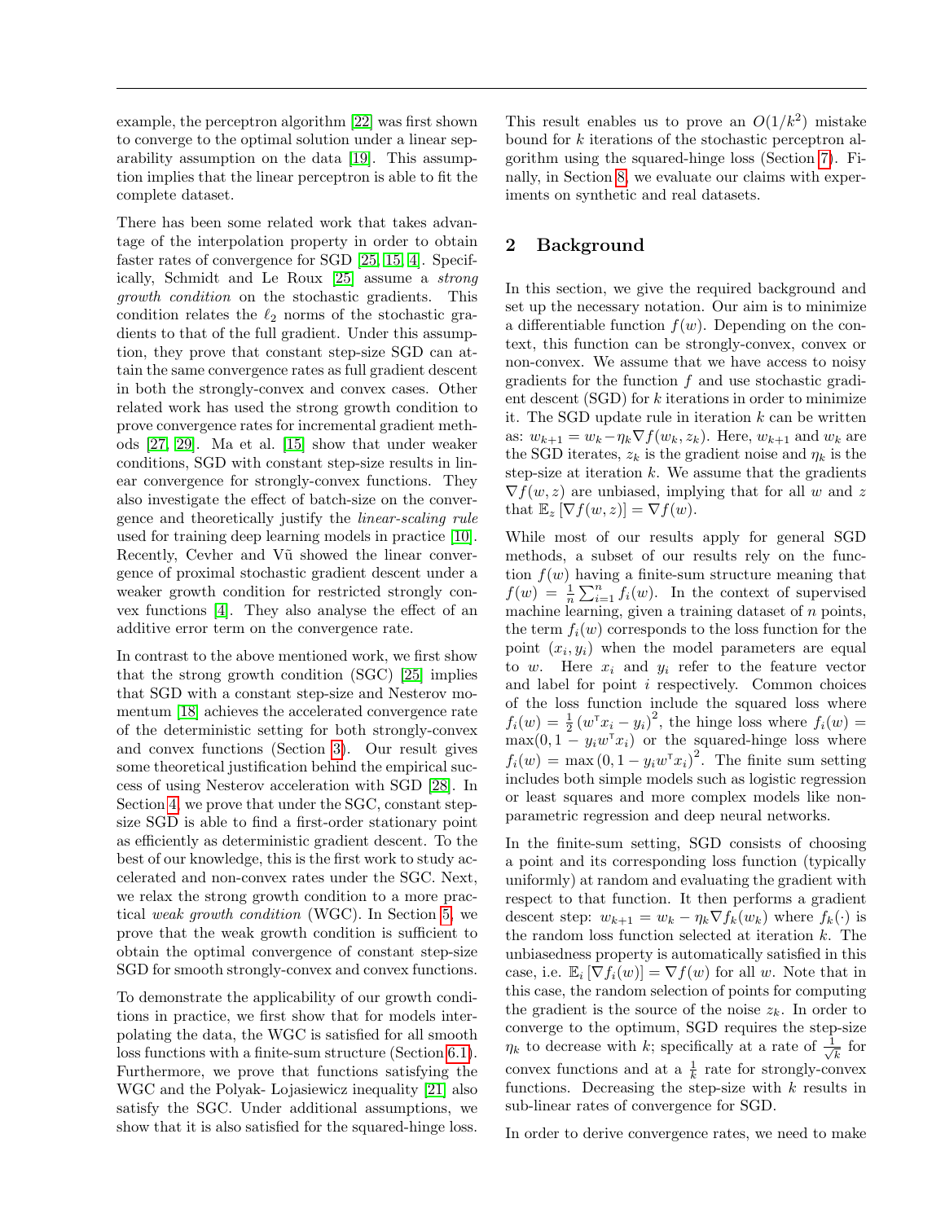example, the perceptron algorithm [22] was first shown to converge to the optimal solution under a linear separability assumption on the data [19]. This assumption implies that the linear perceptron is able to fit the complete dataset.

There has been some related work that takes advantage of the interpolation property in order to obtain faster rates of convergence for SGD [25, 15, 4]. Specifically, Schmidt and Le Roux [25] assume a *strong growth condition* on the stochastic gradients. This condition relates the $\ell_2$ norms of the stochastic gradients to that of the full gradient. Under this assumption, they prove that constant step-size SGD can attain the same convergence rates as full gradient descent in both the strongly-convex and convex cases. Other related work has used the strong growth condition to prove convergence rates for incremental gradient methods [27, 29]. Ma et al. [15] show that under weaker conditions, SGD with constant step-size results in linear convergence for strongly-convex functions. They also investigate the effect of batch-size on the convergence and theoretically justify the *linear-scaling rule* used for training deep learning models in practice [10]. Recently, Cevher and Vũ showed the linear convergence of proximal stochastic gradient descent under a weaker growth condition for restricted strongly convex functions [4]. They also analyse the effect of an additive error term on the convergence rate.

In contrast to the above mentioned work, we first show that the strong growth condition (SGC) [25] implies that SGD with a constant step-size and Nesterov momentum [18] achieves the accelerated convergence rate of the deterministic setting for both strongly-convex and convex functions (Section 3). Our result gives some theoretical justification behind the empirical success of using Nesterov acceleration with SGD [28]. In Section 4, we prove that under the SGC, constant step-size SGD is able to find a first-order stationary point as efficiently as deterministic gradient descent. To the best of our knowledge, this is the first work to study accelerated and non-convex rates under the SGC. Next, we relax the strong growth condition to a more practical *weak growth condition* (WGC). In Section 5, we prove that the weak growth condition is sufficient to obtain the optimal convergence of constant step-size SGD for smooth strongly-convex and convex functions.

To demonstrate the applicability of our growth conditions in practice, we first show that for models interpolating the data, the WGC is satisfied for all smooth loss functions with a finite-sum structure (Section 6.1). Furthermore, we prove that functions satisfying the WGC and the Polyak- Lojasiewicz inequality [21] also satisfy the SGC. Under additional assumptions, we show that it is also satisfied for the squared-hinge loss. This result enables us to prove an $O(1/k^2)$ mistake bound for $k$ iterations of the stochastic perceptron algorithm using the squared-hinge loss (Section 7). Finally, in Section 8, we evaluate our claims with experiments on synthetic and real datasets.

## 2 Background

In this section, we give the required background and set up the necessary notation. Our aim is to minimize a differentiable function $f(w)$. Depending on the context, this function can be strongly-convex, convex or non-convex. We assume that we have access to noisy gradients for the function $f$ and use stochastic gradient descent (SGD) for $k$ iterations in order to minimize it. The SGD update rule in iteration $k$ can be written as: $w_{k+1} = w_k - \eta_k \nabla f(w_k, z_k)$. Here, $w_{k+1}$ and $w_k$ are the SGD iterates, $z_k$ is the gradient noise and $\eta_k$ is the step-size at iteration $k$. We assume that the gradients $\nabla f(w, z)$ are unbiased, implying that for all $w$ and $z$ that $\mathbb{E}_z \left[\nabla f(w, z)\right] = \nabla f(w)$.

While most of our results apply for general SGD methods, a subset of our results rely on the function $f(w)$ having a finite-sum structure meaning that $f(w) = \frac{1}{n} \sum_{i=1}^{n} f_i(w)$. In the context of supervised machine learning, given a training dataset of $n$ points, the term $f_i(w)$ corresponds to the loss function for the point $(x_i, y_i)$ when the model parameters are equal to $w$. Here $x_i$ and $y_i$ refer to the feature vector and label for point $i$ respectively. Common choices of the loss function include the squared loss where $f_i(w) = \frac{1}{2} \left(w^\intercal x_i - y_i\right)^2$, the hinge loss where $f_i(w) = \max(0, 1 - y_i w^\intercal x_i)$ or the squared-hinge loss where $f_i(w) = \max\left(0, 1 - y_i w^\intercal x_i\right)^2$. The finite sum setting includes both simple models such as logistic regression or least squares and more complex models like non-parametric regression and deep neural networks.

In the finite-sum setting, SGD consists of choosing a point and its corresponding loss function (typically uniformly) at random and evaluating the gradient with respect to that function. It then performs a gradient descent step: $w_{k+1} = w_k - \eta_k \nabla f_k(w_k)$ where $f_k(\cdot)$ is the random loss function selected at iteration $k$. The unbiasedness property is automatically satisfied in this case, i.e. $\mathbb{E}_i \left[\nabla f_i(w)\right] = \nabla f(w)$ for all $w$. Note that in this case, the random selection of points for computing the gradient is the source of the noise $z_k$. In order to converge to the optimum, SGD requires the step-size $\eta_k$ to decrease with $k$; specifically at a rate of $\frac{1}{\sqrt{k}}$ for convex functions and at a $\frac{1}{k}$ rate for strongly-convex functions. Decreasing the step-size with $k$ results in sub-linear rates of convergence for SGD.

In order to derive convergence rates, we need to make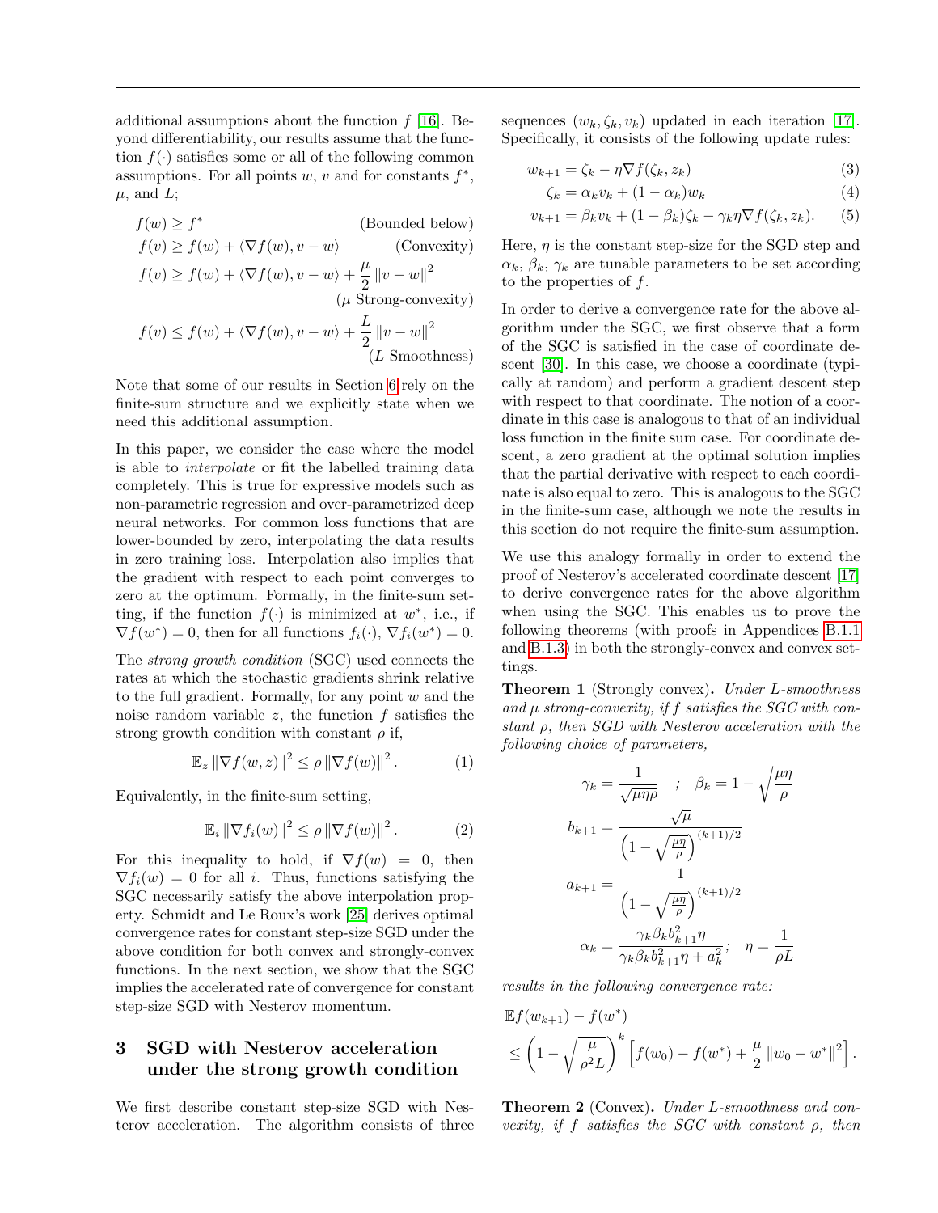additional assumptions about the function $f$ [16]. Beyond differentiability, our results assume that the function $f(\cdot)$ satisfies some or all of the following common assumptions. For all points $w$, $v$ and for constants $f^*$, $\mu$, and $L$;

$$f(w) \geq f^* \qquad \text{(Bounded below)}$$

$$f(v) \geq f(w) + \langle \nabla f(w), v - w \rangle \qquad \text{(Convexity)}$$

$$f(v) \geq f(w) + \langle \nabla f(w), v - w \rangle + \frac{\mu}{2} \|v - w\|^2 \qquad \text{($\mu$ Strong-convexity)}$$

$$f(v) \leq f(w) + \langle \nabla f(w), v - w \rangle + \frac{L}{2} \|v - w\|^2 \qquad \text{($L$ Smoothness)}$$

Note that some of our results in Section 6 rely on the finite-sum structure and we explicitly state when we need this additional assumption.

In this paper, we consider the case where the model is able to *interpolate* or fit the labelled training data completely. This is true for expressive models such as non-parametric regression and over-parametrized deep neural networks. For common loss functions that are lower-bounded by zero, interpolating the data results in zero training loss. Interpolation also implies that the gradient with respect to each point converges to zero at the optimum. Formally, in the finite-sum setting, if the function $f(\cdot)$ is minimized at $w^*$, i.e., if $\nabla f(w^*) = 0$, then for all functions $f_i(\cdot)$, $\nabla f_i(w^*) = 0$.

The *strong growth condition* (SGC) used connects the rates at which the stochastic gradients shrink relative to the full gradient. Formally, for any point $w$ and the noise random variable $z$, the function $f$ satisfies the strong growth condition with constant $\rho$ if,

$$\mathbb{E}_z \|\nabla f(w, z)\|^2 \leq \rho \|\nabla f(w)\|^2. \tag{1}$$

Equivalently, in the finite-sum setting,

$$\mathbb{E}_i \|\nabla f_i(w)\|^2 \leq \rho \|\nabla f(w)\|^2. \tag{2}$$

For this inequality to hold, if $\nabla f(w) = 0$, then $\nabla f_i(w) = 0$ for all $i$. Thus, functions satisfying the SGC necessarily satisfy the above interpolation property. Schmidt and Le Roux's work [25] derives optimal convergence rates for constant step-size SGD under the above condition for both convex and strongly-convex functions. In the next section, we show that the SGC implies the accelerated rate of convergence for constant step-size SGD with Nesterov momentum.

## 3 SGD with Nesterov acceleration under the strong growth condition

We first describe constant step-size SGD with Nesterov acceleration. The algorithm consists of three sequences $(w_k, \zeta_k, v_k)$ updated in each iteration [17]. Specifically, it consists of the following update rules:

$$w_{k+1} = \zeta_k - \eta \nabla f(\zeta_k, z_k) \tag{3}$$

$$\zeta_k = \alpha_k v_k + (1 - \alpha_k) w_k \tag{4}$$

$$v_{k+1} = \beta_k v_k + (1 - \beta_k) \zeta_k - \gamma_k \eta \nabla f(\zeta_k, z_k). \tag{5}$$

Here, $\eta$ is the constant step-size for the SGD step and $\alpha_k$, $\beta_k$, $\gamma_k$ are tunable parameters to be set according to the properties of $f$.

In order to derive a convergence rate for the above algorithm under the SGC, we first observe that a form of the SGC is satisfied in the case of coordinate descent [30]. In this case, we choose a coordinate (typically at random) and perform a gradient descent step with respect to that coordinate. The notion of a coordinate in this case is analogous to that of an individual loss function in the finite sum case. For coordinate descent, a zero gradient at the optimal solution implies that the partial derivative with respect to each coordinate is also equal to zero. This is analogous to the SGC in the finite-sum case, although we note the results in this section do not require the finite-sum assumption.

We use this analogy formally in order to extend the proof of Nesterov's accelerated coordinate descent [17] to derive convergence rates for the above algorithm when using the SGC. This enables us to prove the following theorems (with proofs in Appendices B.1.1 and B.1.3) in both the strongly-convex and convex settings.

**Theorem 1** (Strongly convex). *Under $L$-smoothness and $\mu$ strong-convexity, if $f$ satisfies the SGC with constant $\rho$, then SGD with Nesterov acceleration with the following choice of parameters,*

$$\gamma_k = \frac{1}{\sqrt{\mu \eta \rho}} \quad ; \quad \beta_k = 1 - \sqrt{\frac{\mu \eta}{\rho}}$$

$$b_{k+1} = \frac{\sqrt{\mu}}{\left(1 - \sqrt{\frac{\mu \eta}{\rho}}\right)^{(k+1)/2}}$$

$$a_{k+1} = \frac{1}{\left(1 - \sqrt{\frac{\mu \eta}{\rho}}\right)^{(k+1)/2}}$$

$$\alpha_k = \frac{\gamma_k \beta_k b_{k+1}^2 \eta}{\gamma_k \beta_k b_{k+1}^2 \eta + a_k^2}; \quad \eta = \frac{1}{\rho L}$$

*results in the following convergence rate:*

$$\mathbb{E} f(w_{k+1}) - f(w^*) \leq \left(1 - \sqrt{\frac{\mu}{\rho^2 L}}\right)^k \left[f(w_0) - f(w^*) + \frac{\mu}{2} \|w_0 - w^*\|^2\right].$$

**Theorem 2** (Convex). *Under $L$-smoothness and convexity, if $f$ satisfies the SGC with constant $\rho$, then*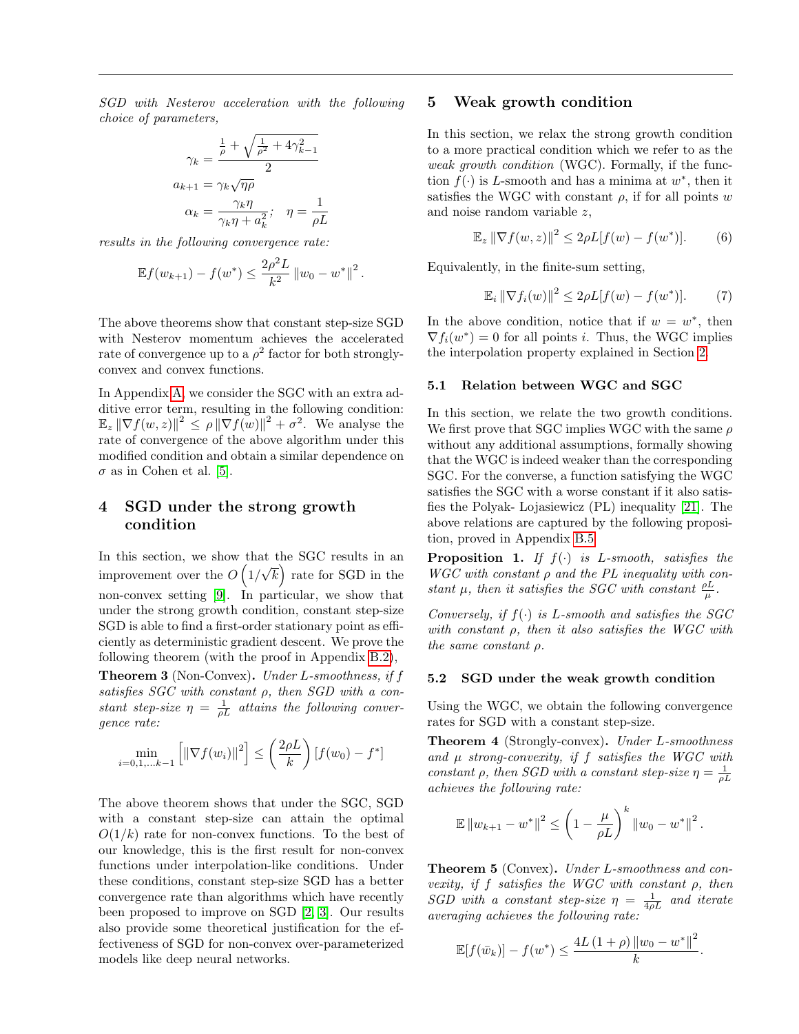*SGD with Nesterov acceleration with the following choice of parameters,*

$$\gamma_k = \frac{\frac{1}{\rho} + \sqrt{\frac{1}{\rho^2} + 4\gamma_{k-1}^2}}{2}$$
$$a_{k+1} = \gamma_k \sqrt{\eta\rho}$$
$$\alpha_k = \frac{\gamma_k \eta}{\gamma_k \eta + a_k^2}; \quad \eta = \frac{1}{\rho L}$$

*results in the following convergence rate:*

$$\mathbb{E} f(w_{k+1}) - f(w^*) \leq \frac{2\rho^2 L}{k^2} \|w_0 - w^*\|^2 .$$

The above theorems show that constant step-size SGD with Nesterov momentum achieves the accelerated rate of convergence up to a $\rho^2$ factor for both strongly-convex and convex functions.

In Appendix A, we consider the SGC with an extra additive error term, resulting in the following condition: $\mathbb{E}_z \|\nabla f(w, z)\|^2 \leq \rho \|\nabla f(w)\|^2 + \sigma^2$. We analyse the rate of convergence of the above algorithm under this modified condition and obtain a similar dependence on $\sigma$ as in Cohen et al. [5].

## 4 SGD under the strong growth condition

In this section, we show that the SGC results in an improvement over the $O\left(1/\sqrt{k}\right)$ rate for SGD in the non-convex setting [9]. In particular, we show that under the strong growth condition, constant step-size SGD is able to find a first-order stationary point as efficiently as deterministic gradient descent. We prove the following theorem (with the proof in Appendix B.2),

**Theorem 3** (Non-Convex)**.** *Under L-smoothness, if f satisfies SGC with constant $\rho$, then SGD with a constant step-size $\eta = \frac{1}{\rho L}$ attains the following convergence rate:*

$$\min_{i=0,1,\ldots k-1} \left[\|\nabla f(w_i)\|^2\right] \leq \left(\frac{2\rho L}{k}\right) [f(w_0) - f^*]$$

The above theorem shows that under the SGC, SGD with a constant step-size can attain the optimal $O(1/k)$ rate for non-convex functions. To the best of our knowledge, this is the first result for non-convex functions under interpolation-like conditions. Under these conditions, constant step-size SGD has a better convergence rate than algorithms which have recently been proposed to improve on SGD [2, 3]. Our results also provide some theoretical justification for the effectiveness of SGD for non-convex over-parameterized models like deep neural networks.

## 5 Weak growth condition

In this section, we relax the strong growth condition to a more practical condition which we refer to as the *weak growth condition* (WGC). Formally, if the function $f(\cdot)$ is $L$-smooth and has a minima at $w^*$, then it satisfies the WGC with constant $\rho$, if for all points $w$ and noise random variable $z$,

$$\mathbb{E}_z \|\nabla f(w, z)\|^2 \leq 2\rho L[f(w) - f(w^*)]. \tag{6}$$

Equivalently, in the finite-sum setting,

$$\mathbb{E}_i \|\nabla f_i(w)\|^2 \leq 2\rho L[f(w) - f(w^*)]. \tag{7}$$

In the above condition, notice that if $w = w^*$, then $\nabla f_i(w^*) = 0$ for all points $i$. Thus, the WGC implies the interpolation property explained in Section 2.

### 5.1 Relation between WGC and SGC

In this section, we relate the two growth conditions. We first prove that SGC implies WGC with the same $\rho$ without any additional assumptions, formally showing that the WGC is indeed weaker than the corresponding SGC. For the converse, a function satisfying the WGC satisfies the SGC with a worse constant if it also satisfies the Polyak- Lojasiewicz (PL) inequality [21]. The above relations are captured by the following proposition, proved in Appendix B.5.

**Proposition 1.** *If $f(\cdot)$ is L-smooth, satisfies the WGC with constant $\rho$ and the PL inequality with constant $\mu$, then it satisfies the SGC with constant $\frac{\rho L}{\mu}$.*

*Conversely, if $f(\cdot)$ is L-smooth and satisfies the SGC with constant $\rho$, then it also satisfies the WGC with the same constant $\rho$.*

### 5.2 SGD under the weak growth condition

Using the WGC, we obtain the following convergence rates for SGD with a constant step-size.

**Theorem 4** (Strongly-convex)**.** *Under L-smoothness and $\mu$ strong-convexity, if f satisfies the WGC with constant $\rho$, then SGD with a constant step-size $\eta = \frac{1}{\rho L}$ achieves the following rate:*

$$\mathbb{E} \|w_{k+1} - w^*\|^2 \leq \left(1 - \frac{\mu}{\rho L}\right)^k \|w_0 - w^*\|^2 .$$

**Theorem 5** (Convex)**.** *Under L-smoothness and convexity, if f satisfies the WGC with constant $\rho$, then SGD with a constant step-size $\eta = \frac{1}{4\rho L}$ and iterate averaging achieves the following rate:*

$$\mathbb{E}[f(\bar{w}_k)] - f(w^*) \leq \frac{4L\,(1+\rho)\,\|w_0 - w^*\|^2}{k}.$$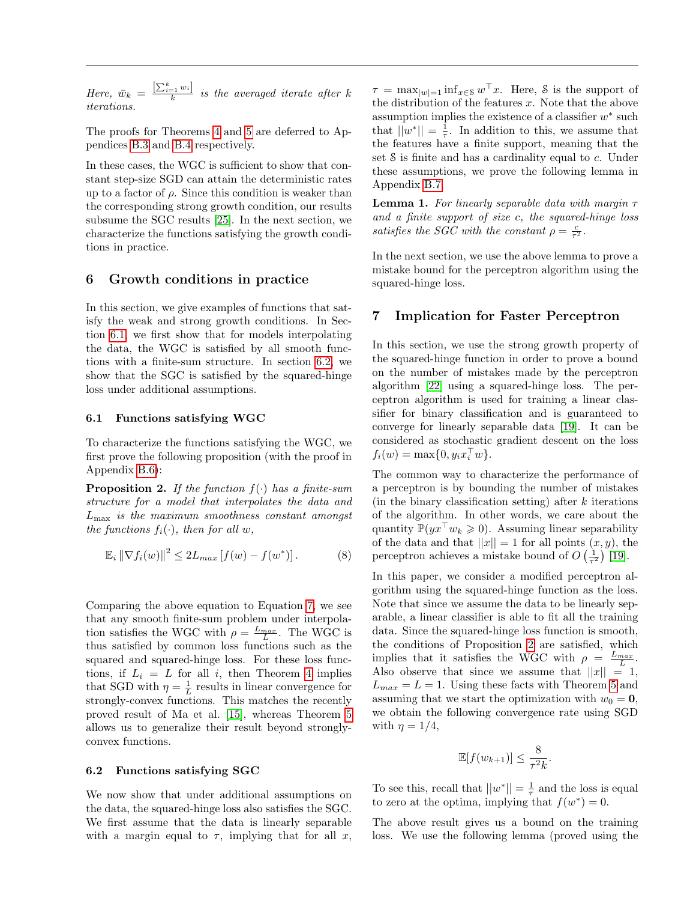*Here,* $\bar{w}_k = \frac{\left[\sum_{i=1}^{k} w_i\right]}{k}$ *is the averaged iterate after* $k$ *iterations.*

The proofs for Theorems 4 and 5 are deferred to Appendices B.3 and B.4 respectively.

In these cases, the WGC is sufficient to show that constant step-size SGD can attain the deterministic rates up to a factor of $\rho$. Since this condition is weaker than the corresponding strong growth condition, our results subsume the SGC results [25]. In the next section, we characterize the functions satisfying the growth conditions in practice.

## 6 Growth conditions in practice

In this section, we give examples of functions that satisfy the weak and strong growth conditions. In Section 6.1, we first show that for models interpolating the data, the WGC is satisfied by all smooth functions with a finite-sum structure. In section 6.2, we show that the SGC is satisfied by the squared-hinge loss under additional assumptions.

### 6.1 Functions satisfying WGC

To characterize the functions satisfying the WGC, we first prove the following proposition (with the proof in Appendix B.6):

**Proposition 2.** *If the function* $f(\cdot)$ *has a finite-sum structure for a model that interpolates the data and* $L_{\max}$ *is the maximum smoothness constant amongst the functions* $f_i(\cdot)$*, then for all* $w$*,*

$$\mathbb{E}_i \left\|\nabla f_i(w)\right\|^2 \leq 2L_{max}\left[f(w) - f(w^*)\right]. \tag{8}$$

Comparing the above equation to Equation 7, we see that any smooth finite-sum problem under interpolation satisfies the WGC with $\rho = \frac{L_{max}}{L}$. The WGC is thus satisfied by common loss functions such as the squared and squared-hinge loss. For these loss functions, if $L_i = L$ for all $i$, then Theorem 4 implies that SGD with $\eta = \frac{1}{L}$ results in linear convergence for strongly-convex functions. This matches the recently proved result of Ma et al. [15], whereas Theorem 5 allows us to generalize their result beyond strongly-convex functions.

### 6.2 Functions satisfying SGC

We now show that under additional assumptions on the data, the squared-hinge loss also satisfies the SGC. We first assume that the data is linearly separable with a margin equal to $\tau$, implying that for all $x$, $\tau = \max_{\|w\|=1} \inf_{x \in \mathcal{S}} w^\top x$. Here, $\mathcal{S}$ is the support of the distribution of the features $x$. Note that the above assumption implies the existence of a classifier $w^*$ such that $\|w^*\| = \frac{1}{\tau}$. In addition to this, we assume that the features have a finite support, meaning that the set $\mathcal{S}$ is finite and has a cardinality equal to $c$. Under these assumptions, we prove the following lemma in Appendix B.7.

**Lemma 1.** *For linearly separable data with margin* $\tau$ *and a finite support of size* $c$*, the squared-hinge loss satisfies the SGC with the constant* $\rho = \frac{c}{\tau^2}$*.*

In the next section, we use the above lemma to prove a mistake bound for the perceptron algorithm using the squared-hinge loss.

## 7 Implication for Faster Perceptron

In this section, we use the strong growth property of the squared-hinge function in order to prove a bound on the number of mistakes made by the perceptron algorithm [22] using a squared-hinge loss. The perceptron algorithm is used for training a linear classifier for binary classification and is guaranteed to converge for linearly separable data [19]. It can be considered as stochastic gradient descent on the loss $f_i(w) = \max\{0, y_i x_i^\top w\}$.

The common way to characterize the performance of a perceptron is by bounding the number of mistakes (in the binary classification setting) after $k$ iterations of the algorithm. In other words, we care about the quantity $\mathbb{P}(yx^\top w_k \geqslant 0)$. Assuming linear separability of the data and that $\|x\| = 1$ for all points $(x, y)$, the perceptron achieves a mistake bound of $O\left(\frac{1}{\tau^2}\right)$ [19].

In this paper, we consider a modified perceptron algorithm using the squared-hinge function as the loss. Note that since we assume the data to be linearly separable, a linear classifier is able to fit all the training data. Since the squared-hinge loss function is smooth, the conditions of Proposition 2 are satisfied, which implies that it satisfies the WGC with $\rho = \frac{L_{max}}{L}$. Also observe that since we assume that $\|x\| = 1$, $L_{max} = L = 1$. Using these facts with Theorem 5 and assuming that we start the optimization with $w_0 = \mathbf{0}$, we obtain the following convergence rate using SGD with $\eta = 1/4$,

$$\mathbb{E}[f(w_{k+1})] \leq \frac{8}{\tau^2 k}.$$

To see this, recall that $\|w^*\| = \frac{1}{\tau}$ and the loss is equal to zero at the optima, implying that $f(w^*) = 0$.

The above result gives us a bound on the training loss. We use the following lemma (proved using the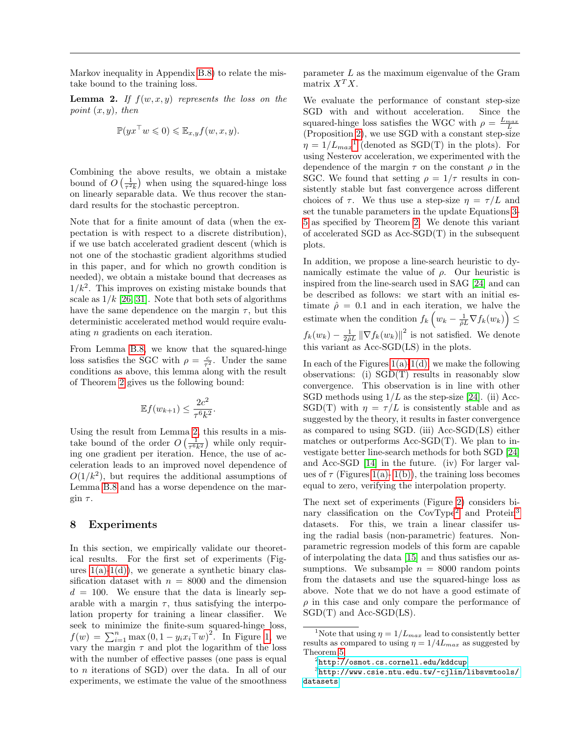Markov inequality in Appendix B.8) to relate the mistake bound to the training loss.

**Lemma 2.** *If $f(w, x, y)$ represents the loss on the point $(x, y)$, then*

$$\mathbb{P}(yx^\top w \leqslant 0) \leqslant \mathbb{E}_{x,y} f(w, x, y).$$

Combining the above results, we obtain a mistake bound of $O\left(\frac{1}{\tau^2 k}\right)$ when using the squared-hinge loss on linearly separable data. We thus recover the standard results for the stochastic perceptron.

Note that for a finite amount of data (when the expectation is with respect to a discrete distribution), if we use batch accelerated gradient descent (which is not one of the stochastic gradient algorithms studied in this paper, and for which no growth condition is needed), we obtain a mistake bound that decreases as $1/k^2$. This improves on existing mistake bounds that scale as $1/k$ [26, 31]. Note that both sets of algorithms have the same dependence on the margin $\tau$, but this deterministic accelerated method would require evaluating $n$ gradients on each iteration.

From Lemma B.8, we know that the squared-hinge loss satisfies the SGC with $\rho = \frac{c}{\tau^2}$. Under the same conditions as above, this lemma along with the result of Theorem 2 gives us the following bound:

$$\mathbb{E} f(w_{k+1}) \leq \frac{2c^2}{\tau^6 k^2}.$$

Using the result from Lemma 2, this results in a mistake bound of the order $O\left(\frac{1}{\tau^6 k^2}\right)$ while only requiring one gradient per iteration. Hence, the use of acceleration leads to an improved novel dependence of $O(1/k^2)$, but requires the additional assumptions of Lemma B.8 and has a worse dependence on the margin $\tau$.

# 8 Experiments

In this section, we empirically validate our theoretical results. For the first set of experiments (Figures 1(a)-1(d)), we generate a synthetic binary classification dataset with $n = 8000$ and the dimension $d = 100$. We ensure that the data is linearly separable with a margin $\tau$, thus satisfying the interpolation property for training a linear classifier. We seek to minimize the finite-sum squared-hinge loss, $f(w) = \sum_{i=1}^{n} \max\left(0, 1 - y_i x_i \top w\right)^2$. In Figure 1, we vary the margin $\tau$ and plot the logarithm of the loss with the number of effective passes (one pass is equal to $n$ iterations of SGD) over the data. In all of our experiments, we estimate the value of the smoothness parameter $L$ as the maximum eigenvalue of the Gram matrix $X^T X$.

We evaluate the performance of constant step-size SGD with and without acceleration. Since the squared-hinge loss satisfies the WGC with $\rho = \frac{L_{max}}{L}$ (Proposition 2), we use SGD with a constant step-size $\eta = 1/L_{max}$[1] (denoted as SGD(T) in the plots). For using Nesterov acceleration, we experimented with the dependence of the margin $\tau$ on the constant $\rho$ in the SGC. We found that setting $\rho = 1/\tau$ results in consistently stable but fast convergence across different choices of $\tau$. We thus use a step-size $\eta = \tau/L$ and set the tunable parameters in the update Equations 3-5 as specified by Theorem 2. We denote this variant of accelerated SGD as Acc-SGD(T) in the subsequent plots.

In addition, we propose a line-search heuristic to dynamically estimate the value of $\rho$. Our heuristic is inspired from the line-search used in SAG [24] and can be described as follows: we start with an initial estimate $\hat{\rho} = 0.1$ and in each iteration, we halve the estimate when the condition $f_k\left(w_k - \frac{1}{\hat{\rho} L} \nabla f_k(w_k)\right) \leq f_k(w_k) - \frac{1}{2\hat{\rho} L} \left\|\nabla f_k(w_k)\right\|^2$ is not satisfied. We denote this variant as Acc-SGD(LS) in the plots.

In each of the Figures 1(a)-1(d), we make the following observations: (i) SGD(T) results in reasonably slow convergence. This observation is in line with other SGD methods using $1/L$ as the step-size [24]. (ii) Acc-SGD(T) with $\eta = \tau/L$ is consistently stable and as suggested by the theory, it results in faster convergence as compared to using SGD. (iii) Acc-SGD(LS) either matches or outperforms Acc-SGD(T). We plan to investigate better line-search methods for both SGD [24] and Acc-SGD [14] in the future. (iv) For larger values of $\tau$ (Figures 1(a)- 1(b)), the training loss becomes equal to zero, verifying the interpolation property.

The next set of experiments (Figure 2) considers binary classification on the CovType[2] and Protein[3] datasets. For this, we train a linear classifer using the radial basis (non-parametric) features. Non-parametric regression models of this form are capable of interpolating the data [15] and thus satisfies our assumptions. We subsample $n = 8000$ random points from the datasets and use the squared-hinge loss as above. Note that we do not have a good estimate of $\rho$ in this case and only compare the performance of SGD(T) and Acc-SGD(LS).

---

[1] Note that using $\eta = 1/L_{max}$ lead to consistently better results as compared to using $\eta = 1/4L_{max}$ as suggested by Theorem 5.

[2] http://osmot.cs.cornell.edu/kddcup

[3] http://www.csie.ntu.edu.tw/~cjlin/libsvmtools/datasets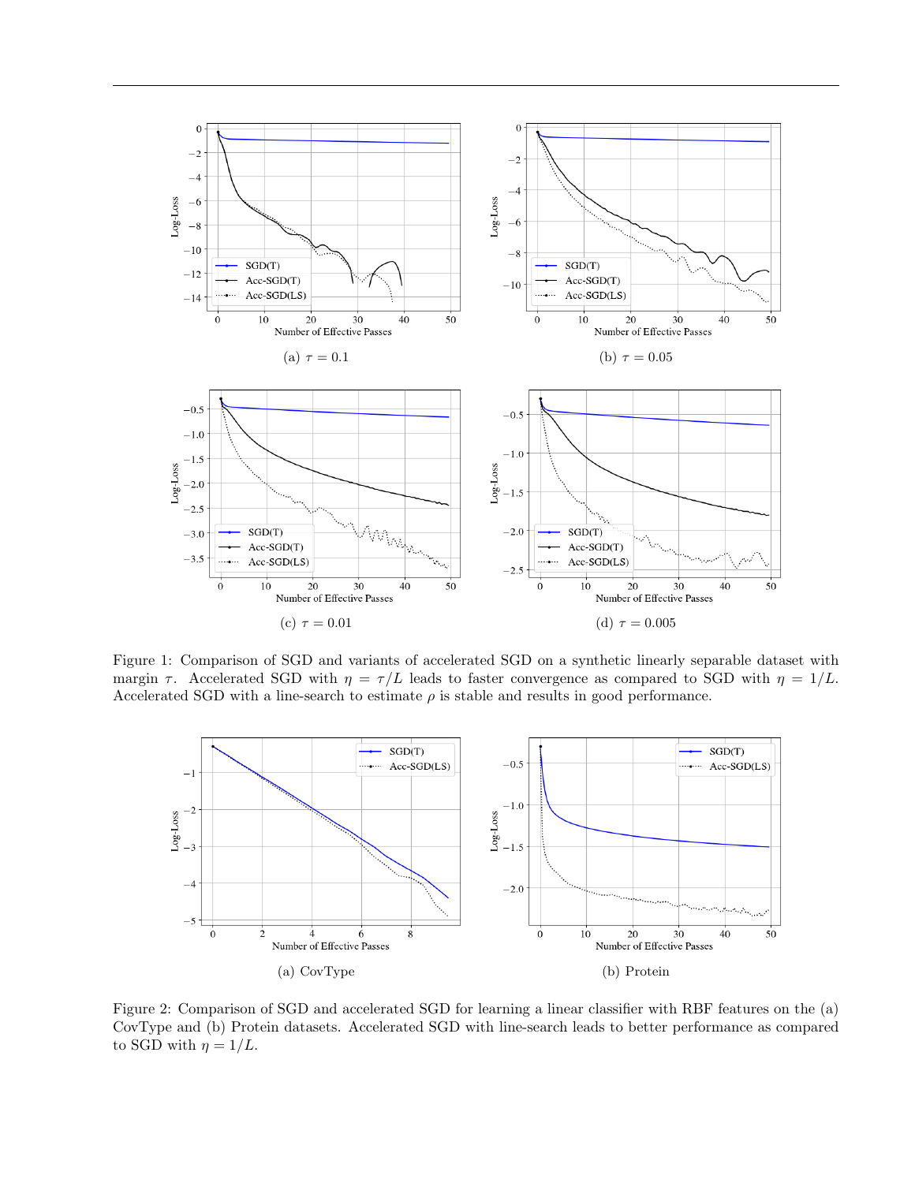(a) $\tau = 0.1$

(b) $\tau = 0.05$

(c) $\tau = 0.01$

(d) $\tau = 0.005$

Figure 1: Comparison of SGD and variants of accelerated SGD on a synthetic linearly separable dataset with margin $\tau$. Accelerated SGD with $\eta = \tau/L$ leads to faster convergence as compared to SGD with $\eta = 1/L$. Accelerated SGD with a line-search to estimate $\rho$ is stable and results in good performance.

(a) CovType

(b) Protein

Figure 2: Comparison of SGD and accelerated SGD for learning a linear classifier with RBF features on the (a) CovType and (b) Protein datasets. Accelerated SGD with line-search leads to better performance as compared to SGD with $\eta = 1/L$.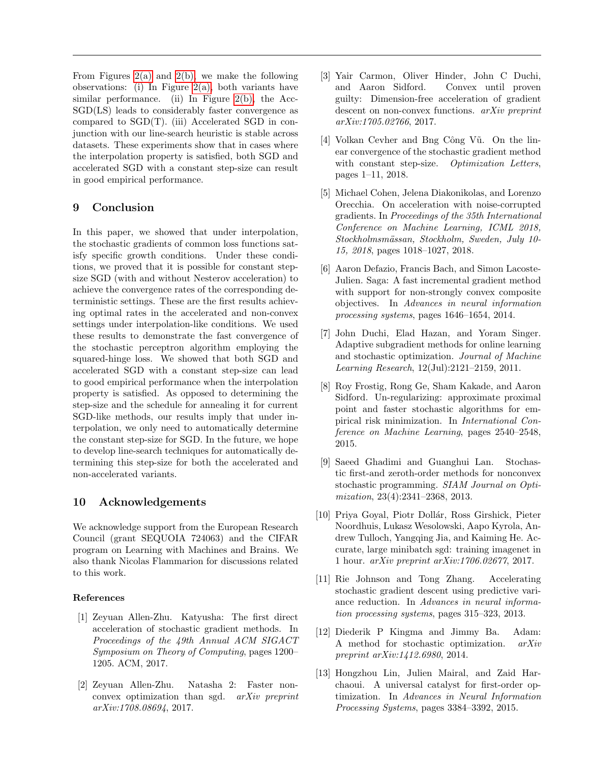From Figures 2(a) and 2(b), we make the following observations: (i) In Figure 2(a), both variants have similar performance. (ii) In Figure 2(b), the Acc-SGD(LS) leads to considerably faster convergence as compared to SGD(T). (iii) Accelerated SGD in conjunction with our line-search heuristic is stable across datasets. These experiments show that in cases where the interpolation property is satisfied, both SGD and accelerated SGD with a constant step-size can result in good empirical performance.

## 9 Conclusion

In this paper, we showed that under interpolation, the stochastic gradients of common loss functions satisfy specific growth conditions. Under these conditions, we proved that it is possible for constant step-size SGD (with and without Nesterov acceleration) to achieve the convergence rates of the corresponding deterministic settings. These are the first results achieving optimal rates in the accelerated and non-convex settings under interpolation-like conditions. We used these results to demonstrate the fast convergence of the stochastic perceptron algorithm employing the squared-hinge loss. We showed that both SGD and accelerated SGD with a constant step-size can lead to good empirical performance when the interpolation property is satisfied. As opposed to determining the step-size and the schedule for annealing it for current SGD-like methods, our results imply that under interpolation, we only need to automatically determine the constant step-size for SGD. In the future, we hope to develop line-search techniques for automatically determining this step-size for both the accelerated and non-accelerated variants.

## 10 Acknowledgements

We acknowledge support from the European Research Council (grant SEQUOIA 724063) and the CIFAR program on Learning with Machines and Brains. We also thank Nicolas Flammarion for discussions related to this work.

### References

[1] Zeyuan Allen-Zhu. Katyusha: The first direct acceleration of stochastic gradient methods. In *Proceedings of the 49th Annual ACM SIGACT Symposium on Theory of Computing*, pages 1200–1205. ACM, 2017.

[2] Zeyuan Allen-Zhu. Natasha 2: Faster non-convex optimization than sgd. *arXiv preprint arXiv:1708.08694*, 2017.

[3] Yair Carmon, Oliver Hinder, John C Duchi, and Aaron Sidford. Convex until proven guilty: Dimension-free acceleration of gradient descent on non-convex functions. *arXiv preprint arXiv:1705.02766*, 2017.

[4] Volkan Cevher and Bng Công Vũ. On the linear convergence of the stochastic gradient method with constant step-size. *Optimization Letters*, pages 1–11, 2018.

[5] Michael Cohen, Jelena Diakonikolas, and Lorenzo Orecchia. On acceleration with noise-corrupted gradients. In *Proceedings of the 35th International Conference on Machine Learning, ICML 2018, Stockholmsmässan, Stockholm, Sweden, July 10-15, 2018*, pages 1018–1027, 2018.

[6] Aaron Defazio, Francis Bach, and Simon Lacoste-Julien. Saga: A fast incremental gradient method with support for non-strongly convex composite objectives. In *Advances in neural information processing systems*, pages 1646–1654, 2014.

[7] John Duchi, Elad Hazan, and Yoram Singer. Adaptive subgradient methods for online learning and stochastic optimization. *Journal of Machine Learning Research*, 12(Jul):2121–2159, 2011.

[8] Roy Frostig, Rong Ge, Sham Kakade, and Aaron Sidford. Un-regularizing: approximate proximal point and faster stochastic algorithms for empirical risk minimization. In *International Conference on Machine Learning*, pages 2540–2548, 2015.

[9] Saeed Ghadimi and Guanghui Lan. Stochastic first-and zeroth-order methods for nonconvex stochastic programming. *SIAM Journal on Optimization*, 23(4):2341–2368, 2013.

[10] Priya Goyal, Piotr Dollár, Ross Girshick, Pieter Noordhuis, Lukasz Wesolowski, Aapo Kyrola, Andrew Tulloch, Yangqing Jia, and Kaiming He. Accurate, large minibatch sgd: training imagenet in 1 hour. *arXiv preprint arXiv:1706.02677*, 2017.

[11] Rie Johnson and Tong Zhang. Accelerating stochastic gradient descent using predictive variance reduction. In *Advances in neural information processing systems*, pages 315–323, 2013.

[12] Diederik P Kingma and Jimmy Ba. Adam: A method for stochastic optimization. *arXiv preprint arXiv:1412.6980*, 2014.

[13] Hongzhou Lin, Julien Mairal, and Zaid Harchaoui. A universal catalyst for first-order optimization. In *Advances in Neural Information Processing Systems*, pages 3384–3392, 2015.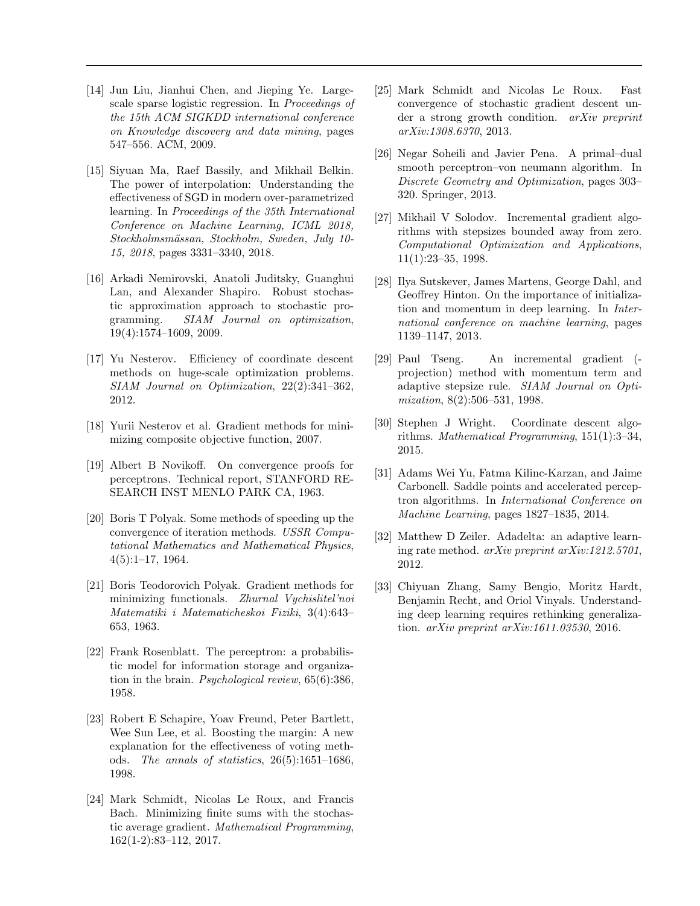[14] Jun Liu, Jianhui Chen, and Jieping Ye. Large-scale sparse logistic regression. In *Proceedings of the 15th ACM SIGKDD international conference on Knowledge discovery and data mining*, pages 547–556. ACM, 2009.

[15] Siyuan Ma, Raef Bassily, and Mikhail Belkin. The power of interpolation: Understanding the effectiveness of SGD in modern over-parametrized learning. In *Proceedings of the 35th International Conference on Machine Learning, ICML 2018, Stockholmsmässan, Stockholm, Sweden, July 10-15, 2018*, pages 3331–3340, 2018.

[16] Arkadi Nemirovski, Anatoli Juditsky, Guanghui Lan, and Alexander Shapiro. Robust stochastic approximation approach to stochastic programming. *SIAM Journal on optimization*, 19(4):1574–1609, 2009.

[17] Yu Nesterov. Efficiency of coordinate descent methods on huge-scale optimization problems. *SIAM Journal on Optimization*, 22(2):341–362, 2012.

[18] Yurii Nesterov et al. Gradient methods for minimizing composite objective function, 2007.

[19] Albert B Novikoff. On convergence proofs for perceptrons. Technical report, STANFORD RESEARCH INST MENLO PARK CA, 1963.

[20] Boris T Polyak. Some methods of speeding up the convergence of iteration methods. *USSR Computational Mathematics and Mathematical Physics*, 4(5):1–17, 1964.

[21] Boris Teodorovich Polyak. Gradient methods for minimizing functionals. *Zhurnal Vychislitel'noi Matematiki i Matematicheskoi Fiziki*, 3(4):643–653, 1963.

[22] Frank Rosenblatt. The perceptron: a probabilistic model for information storage and organization in the brain. *Psychological review*, 65(6):386, 1958.

[23] Robert E Schapire, Yoav Freund, Peter Bartlett, Wee Sun Lee, et al. Boosting the margin: A new explanation for the effectiveness of voting methods. *The annals of statistics*, 26(5):1651–1686, 1998.

[24] Mark Schmidt, Nicolas Le Roux, and Francis Bach. Minimizing finite sums with the stochastic average gradient. *Mathematical Programming*, 162(1-2):83–112, 2017.

[25] Mark Schmidt and Nicolas Le Roux. Fast convergence of stochastic gradient descent under a strong growth condition. *arXiv preprint arXiv:1308.6370*, 2013.

[26] Negar Soheili and Javier Pena. A primal–dual smooth perceptron–von neumann algorithm. In *Discrete Geometry and Optimization*, pages 303–320. Springer, 2013.

[27] Mikhail V Solodov. Incremental gradient algorithms with stepsizes bounded away from zero. *Computational Optimization and Applications*, 11(1):23–35, 1998.

[28] Ilya Sutskever, James Martens, George Dahl, and Geoffrey Hinton. On the importance of initialization and momentum in deep learning. In *International conference on machine learning*, pages 1139–1147, 2013.

[29] Paul Tseng. An incremental gradient (-projection) method with momentum term and adaptive stepsize rule. *SIAM Journal on Optimization*, 8(2):506–531, 1998.

[30] Stephen J Wright. Coordinate descent algorithms. *Mathematical Programming*, 151(1):3–34, 2015.

[31] Adams Wei Yu, Fatma Kilinc-Karzan, and Jaime Carbonell. Saddle points and accelerated perceptron algorithms. In *International Conference on Machine Learning*, pages 1827–1835, 2014.

[32] Matthew D Zeiler. Adadelta: an adaptive learning rate method. *arXiv preprint arXiv:1212.5701*, 2012.

[33] Chiyuan Zhang, Samy Bengio, Moritz Hardt, Benjamin Recht, and Oriol Vinyals. Understanding deep learning requires rethinking generalization. *arXiv preprint arXiv:1611.03530*, 2016.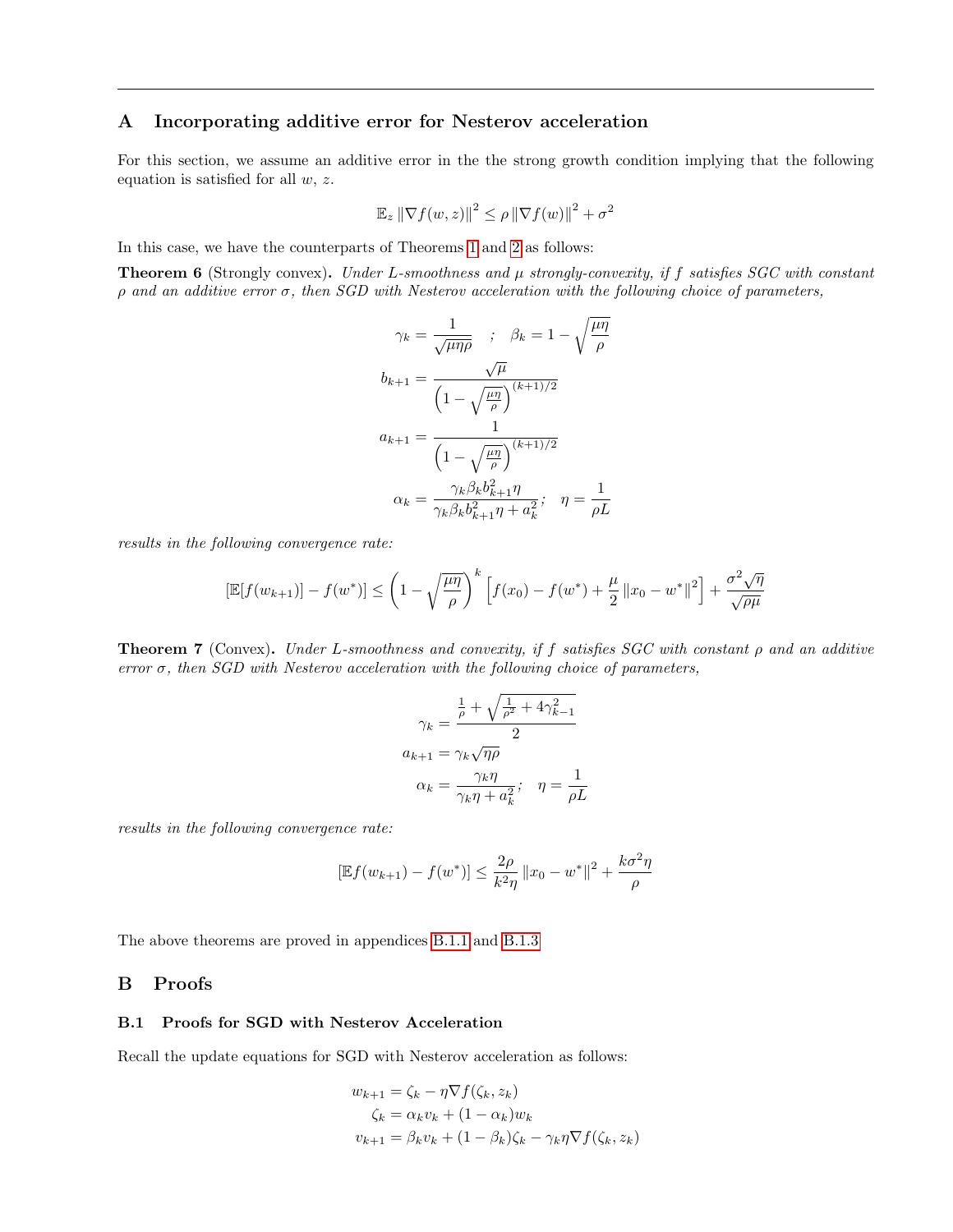## A Incorporating additive error for Nesterov acceleration

For this section, we assume an additive error in the the strong growth condition implying that the following equation is satisfied for all $w$, $z$.

$$\mathbb{E}_z \|\nabla f(w,z)\|^2 \leq \rho \|\nabla f(w)\|^2 + \sigma^2$$

In this case, we have the counterparts of Theorems 1 and 2 as follows:

**Theorem 6** (Strongly convex)**.** *Under L-smoothness and $\mu$ strongly-convexity, if $f$ satisfies SGC with constant $\rho$ and an additive error $\sigma$, then SGD with Nesterov acceleration with the following choice of parameters,*

$$\gamma_k = \frac{1}{\sqrt{\mu\eta\rho}} \quad ; \quad \beta_k = 1 - \sqrt{\frac{\mu\eta}{\rho}}$$

$$b_{k+1} = \frac{\sqrt{\mu}}{\left(1 - \sqrt{\frac{\mu\eta}{\rho}}\right)^{(k+1)/2}}$$

$$a_{k+1} = \frac{1}{\left(1 - \sqrt{\frac{\mu\eta}{\rho}}\right)^{(k+1)/2}}$$

$$\alpha_k = \frac{\gamma_k \beta_k b_{k+1}^2 \eta}{\gamma_k \beta_k b_{k+1}^2 \eta + a_k^2}; \quad \eta = \frac{1}{\rho L}$$

*results in the following convergence rate:*

$$[\mathbb{E}[f(w_{k+1})] - f(w^*)] \leq \left(1 - \sqrt{\frac{\mu\eta}{\rho}}\right)^k \left[f(x_0) - f(w^*) + \frac{\mu}{2}\|x_0 - w^*\|^2\right] + \frac{\sigma^2\sqrt{\eta}}{\sqrt{\rho\mu}}$$

**Theorem 7** (Convex)**.** *Under L-smoothness and convexity, if $f$ satisfies SGC with constant $\rho$ and an additive error $\sigma$, then SGD with Nesterov acceleration with the following choice of parameters,*

$$\gamma_k = \frac{\frac{1}{\rho} + \sqrt{\frac{1}{\rho^2} + 4\gamma_{k-1}^2}}{2}$$

$$a_{k+1} = \gamma_k \sqrt{\eta\rho}$$

$$\alpha_k = \frac{\gamma_k \eta}{\gamma_k \eta + a_k^2}; \quad \eta = \frac{1}{\rho L}$$

*results in the following convergence rate:*

$$[\mathbb{E}f(w_{k+1}) - f(w^*)] \leq \frac{2\rho}{k^2\eta}\|x_0 - w^*\|^2 + \frac{k\sigma^2\eta}{\rho}$$

The above theorems are proved in appendices B.1.1 and B.1.3

## B Proofs

### B.1 Proofs for SGD with Nesterov Acceleration

Recall the update equations for SGD with Nesterov acceleration as follows:

$$w_{k+1} = \zeta_k - \eta\nabla f(\zeta_k, z_k)$$

$$\zeta_k = \alpha_k v_k + (1 - \alpha_k) w_k$$

$$v_{k+1} = \beta_k v_k + (1 - \beta_k)\zeta_k - \gamma_k \eta \nabla f(\zeta_k, z_k)$$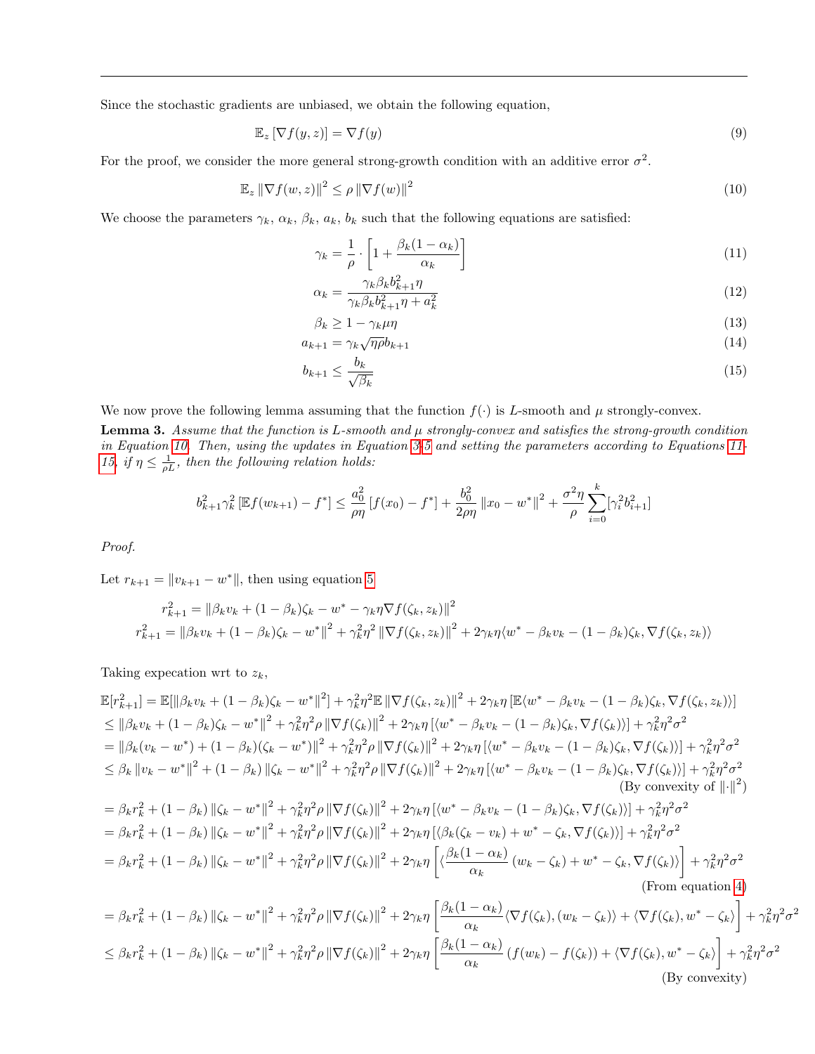Since the stochastic gradients are unbiased, we obtain the following equation,

$$\mathbb{E}_z \left[\nabla f(y, z)\right] = \nabla f(y) \tag{9}$$

For the proof, we consider the more general strong-growth condition with an additive error $\sigma^2$.

$$\mathbb{E}_z \left\|\nabla f(w, z)\right\|^2 \leq \rho \left\|\nabla f(w)\right\|^2 \tag{10}$$

We choose the parameters $\gamma_k$, $\alpha_k$, $\beta_k$, $a_k$, $b_k$ such that the following equations are satisfied:

$$\gamma_k = \frac{1}{\rho} \cdot \left[1 + \frac{\beta_k(1-\alpha_k)}{\alpha_k}\right] \tag{11}$$

$$\alpha_k = \frac{\gamma_k \beta_k b_{k+1}^2 \eta}{\gamma_k \beta_k b_{k+1}^2 \eta + a_k^2} \tag{12}$$

$$\beta_k \geq 1 - \gamma_k \mu \eta \tag{13}$$

$$a_{k+1} = \gamma_k \sqrt{\eta \rho}\, b_{k+1} \tag{14}$$

$$b_{k+1} \leq \frac{b_k}{\sqrt{\beta_k}} \tag{15}$$

We now prove the following lemma assuming that the function $f(\cdot)$ is $L$-smooth and $\mu$ strongly-convex.

**Lemma 3.** *Assume that the function is $L$-smooth and $\mu$ strongly-convex and satisfies the strong-growth condition in Equation 10. Then, using the updates in Equation 3-5 and setting the parameters according to Equations 11-15, if $\eta \leq \frac{1}{\rho L}$, then the following relation holds:*

$$b_{k+1}^2 \gamma_k^2 \left[\mathbb{E} f(w_{k+1}) - f^*\right] \leq \frac{a_0^2}{\rho \eta}\left[f(x_0) - f^*\right] + \frac{b_0^2}{2\rho\eta}\left\|x_0 - w^*\right\|^2 + \frac{\sigma^2 \eta}{\rho} \sum_{i=0}^{k} [\gamma_i^2 b_{i+1}^2]$$

*Proof.*

Let $r_{k+1} = \|v_{k+1} - w^*\|$, then using equation 5

$$r_{k+1}^2 = \left\|\beta_k v_k + (1-\beta_k)\zeta_k - w^* - \gamma_k \eta \nabla f(\zeta_k, z_k)\right\|^2$$
$$r_{k+1}^2 = \left\|\beta_k v_k + (1-\beta_k)\zeta_k - w^*\right\|^2 + \gamma_k^2 \eta^2 \left\|\nabla f(\zeta_k, z_k)\right\|^2 + 2\gamma_k \eta \langle w^* - \beta_k v_k - (1-\beta_k)\zeta_k, \nabla f(\zeta_k, z_k)\rangle$$

Taking expecation wrt to $z_k$,

$$\mathbb{E}[r_{k+1}^2] = \mathbb{E}[\left\|\beta_k v_k + (1-\beta_k)\zeta_k - w^*\right\|^2] + \gamma_k^2 \eta^2 \mathbb{E}\left\|\nabla f(\zeta_k, z_k)\right\|^2 + 2\gamma_k \eta \left[\mathbb{E}\langle w^* - \beta_k v_k - (1-\beta_k)\zeta_k, \nabla f(\zeta_k, z_k)\rangle\right]$$

$$\leq \left\|\beta_k v_k + (1-\beta_k)\zeta_k - w^*\right\|^2 + \gamma_k^2 \eta^2 \rho \left\|\nabla f(\zeta_k)\right\|^2 + 2\gamma_k \eta \left[\langle w^* - \beta_k v_k - (1-\beta_k)\zeta_k, \nabla f(\zeta_k)\rangle\right] + \gamma_k^2 \eta^2 \sigma^2$$

$$= \left\|\beta_k (v_k - w^*) + (1-\beta_k)(\zeta_k - w^*)\right\|^2 + \gamma_k^2 \eta^2 \rho \left\|\nabla f(\zeta_k)\right\|^2 + 2\gamma_k \eta \left[\langle w^* - \beta_k v_k - (1-\beta_k)\zeta_k, \nabla f(\zeta_k)\rangle\right] + \gamma_k^2 \eta^2 \sigma^2$$

$$\leq \beta_k \left\|v_k - w^*\right\|^2 + (1-\beta_k)\left\|\zeta_k - w^*\right\|^2 + \gamma_k^2 \eta^2 \rho \left\|\nabla f(\zeta_k)\right\|^2 + 2\gamma_k \eta \left[\langle w^* - \beta_k v_k - (1-\beta_k)\zeta_k, \nabla f(\zeta_k)\rangle\right] + \gamma_k^2 \eta^2 \sigma^2$$

(By convexity of $\|\cdot\|^2$)

$$= \beta_k r_k^2 + (1-\beta_k)\left\|\zeta_k - w^*\right\|^2 + \gamma_k^2 \eta^2 \rho \left\|\nabla f(\zeta_k)\right\|^2 + 2\gamma_k \eta \left[\langle w^* - \beta_k v_k - (1-\beta_k)\zeta_k, \nabla f(\zeta_k)\rangle\right] + \gamma_k^2 \eta^2 \sigma^2$$

$$= \beta_k r_k^2 + (1-\beta_k)\left\|\zeta_k - w^*\right\|^2 + \gamma_k^2 \eta^2 \rho \left\|\nabla f(\zeta_k)\right\|^2 + 2\gamma_k \eta \left[\langle \beta_k(\zeta_k - v_k) + w^* - \zeta_k, \nabla f(\zeta_k)\rangle\right] + \gamma_k^2 \eta^2 \sigma^2$$

$$= \beta_k r_k^2 + (1-\beta_k)\left\|\zeta_k - w^*\right\|^2 + \gamma_k^2 \eta^2 \rho \left\|\nabla f(\zeta_k)\right\|^2 + 2\gamma_k \eta \left[\langle \frac{\beta_k(1-\alpha_k)}{\alpha_k}(w_k - \zeta_k) + w^* - \zeta_k, \nabla f(\zeta_k)\rangle\right] + \gamma_k^2 \eta^2 \sigma^2$$

(From equation 4)

$$= \beta_k r_k^2 + (1-\beta_k)\left\|\zeta_k - w^*\right\|^2 + \gamma_k^2 \eta^2 \rho \left\|\nabla f(\zeta_k)\right\|^2 + 2\gamma_k \eta \left[\frac{\beta_k(1-\alpha_k)}{\alpha_k}\langle \nabla f(\zeta_k), (w_k - \zeta_k)\rangle + \langle \nabla f(\zeta_k), w^* - \zeta_k\rangle\right] + \gamma_k^2 \eta^2 \sigma^2$$

$$\leq \beta_k r_k^2 + (1-\beta_k)\left\|\zeta_k - w^*\right\|^2 + \gamma_k^2 \eta^2 \rho \left\|\nabla f(\zeta_k)\right\|^2 + 2\gamma_k \eta \left[\frac{\beta_k(1-\alpha_k)}{\alpha_k}\left(f(w_k) - f(\zeta_k)\right) + \langle \nabla f(\zeta_k), w^* - \zeta_k\rangle\right] + \gamma_k^2 \eta^2 \sigma^2$$

(By convexity)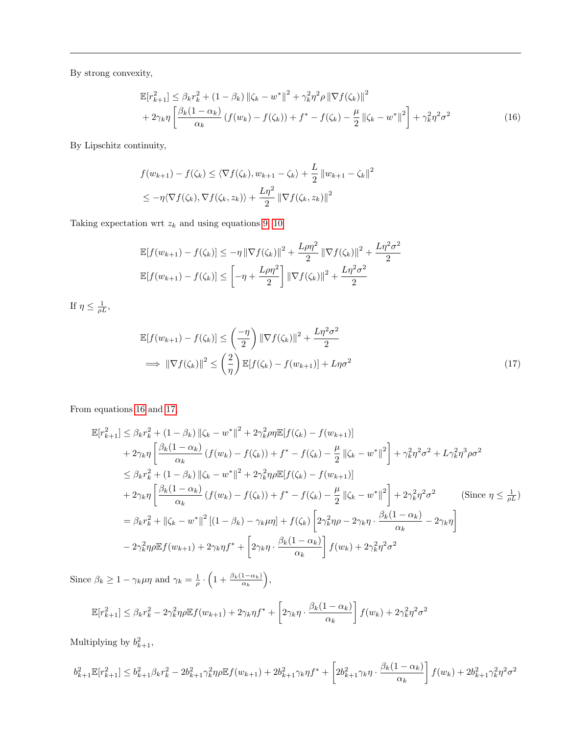By strong convexity,

$$
\begin{aligned}
\mathbb{E}[r_{k+1}^2] &\leq \beta_k r_k^2 + (1-\beta_k)\left\|\zeta_k - w^*\right\|^2 + \gamma_k^2\eta^2\rho\left\|\nabla f(\zeta_k)\right\|^2 \\
&+ 2\gamma_k\eta\left[\frac{\beta_k(1-\alpha_k)}{\alpha_k}\left(f(w_k) - f(\zeta_k)\right) + f^* - f(\zeta_k) - \frac{\mu}{2}\left\|\zeta_k - w^*\right\|^2\right] + \gamma_k^2\eta^2\sigma^2 \qquad (16)
\end{aligned}
$$

By Lipschitz continuity,

$$
\begin{aligned}
f(w_{k+1}) - f(\zeta_k) &\leq \langle\nabla f(\zeta_k), w_{k+1} - \zeta_k\rangle + \frac{L}{2}\left\|w_{k+1} - \zeta_k\right\|^2 \\
&\leq -\eta\langle\nabla f(\zeta_k), \nabla f(\zeta_k, z_k)\rangle + \frac{L\eta^2}{2}\left\|\nabla f(\zeta_k, z_k)\right\|^2
\end{aligned}
$$

Taking expectation wrt $z_k$ and using equations 9, 10

$$
\begin{aligned}
\mathbb{E}[f(w_{k+1}) - f(\zeta_k)] &\leq -\eta\left\|\nabla f(\zeta_k)\right\|^2 + \frac{L\rho\eta^2}{2}\left\|\nabla f(\zeta_k)\right\|^2 + \frac{L\eta^2\sigma^2}{2} \\
\mathbb{E}[f(w_{k+1}) - f(\zeta_k)] &\leq \left[-\eta + \frac{L\rho\eta^2}{2}\right]\left\|\nabla f(\zeta_k)\right\|^2 + \frac{L\eta^2\sigma^2}{2}
\end{aligned}
$$

If $\eta \leq \frac{1}{\rho L}$,

$$
\begin{aligned}
&\mathbb{E}[f(w_{k+1}) - f(\zeta_k)] \leq \left(\frac{-\eta}{2}\right)\left\|\nabla f(\zeta_k)\right\|^2 + \frac{L\eta^2\sigma^2}{2} \\
&\implies \left\|\nabla f(\zeta_k)\right\|^2 \leq \left(\frac{2}{\eta}\right)\mathbb{E}[f(\zeta_k) - f(w_{k+1})] + L\eta\sigma^2 \qquad (17)
\end{aligned}
$$

From equations 16 and 17

$$
\begin{aligned}
\mathbb{E}[r_{k+1}^2] &\leq \beta_k r_k^2 + (1-\beta_k)\left\|\zeta_k - w^*\right\|^2 + 2\gamma_k^2\rho\eta\mathbb{E}[f(\zeta_k) - f(w_{k+1})] \\
&+ 2\gamma_k\eta\left[\frac{\beta_k(1-\alpha_k)}{\alpha_k}\left(f(w_k) - f(\zeta_k)\right) + f^* - f(\zeta_k) - \frac{\mu}{2}\left\|\zeta_k - w^*\right\|^2\right] + \gamma_k^2\eta^2\sigma^2 + L\gamma_k^2\eta^3\rho\sigma^2 \\
&\leq \beta_k r_k^2 + (1-\beta_k)\left\|\zeta_k - w^*\right\|^2 + 2\gamma_k^2\eta\rho\mathbb{E}[f(\zeta_k) - f(w_{k+1})] \\
&+ 2\gamma_k\eta\left[\frac{\beta_k(1-\alpha_k)}{\alpha_k}\left(f(w_k) - f(\zeta_k)\right) + f^* - f(\zeta_k) - \frac{\mu}{2}\left\|\zeta_k - w^*\right\|^2\right] + 2\gamma_k^2\eta^2\sigma^2 \qquad \left(\text{Since } \eta \leq \tfrac{1}{\rho L}\right) \\
&= \beta_k r_k^2 + \left\|\zeta_k - w^*\right\|^2\left[(1-\beta_k) - \gamma_k\mu\eta\right] + f(\zeta_k)\left[2\gamma_k^2\eta\rho - 2\gamma_k\eta\cdot\frac{\beta_k(1-\alpha_k)}{\alpha_k} - 2\gamma_k\eta\right] \\
&- 2\gamma_k^2\eta\rho\mathbb{E}f(w_{k+1}) + 2\gamma_k\eta f^* + \left[2\gamma_k\eta\cdot\frac{\beta_k(1-\alpha_k)}{\alpha_k}\right]f(w_k) + 2\gamma_k^2\eta^2\sigma^2
\end{aligned}
$$

Since $\beta_k \geq 1 - \gamma_k\mu\eta$ and $\gamma_k = \frac{1}{\rho}\cdot\left(1 + \frac{\beta_k(1-\alpha_k)}{\alpha_k}\right)$,

$$
\mathbb{E}[r_{k+1}^2] \leq \beta_k r_k^2 - 2\gamma_k^2\eta\rho\mathbb{E}f(w_{k+1}) + 2\gamma_k\eta f^* + \left[2\gamma_k\eta\cdot\frac{\beta_k(1-\alpha_k)}{\alpha_k}\right]f(w_k) + 2\gamma_k^2\eta^2\sigma^2
$$

Multiplying by $b_{k+1}^2$,

$$
b_{k+1}^2\mathbb{E}[r_{k+1}^2] \leq b_{k+1}^2\beta_k r_k^2 - 2b_{k+1}^2\gamma_k^2\eta\rho\mathbb{E}f(w_{k+1}) + 2b_{k+1}^2\gamma_k\eta f^* + \left[2b_{k+1}^2\gamma_k\eta\cdot\frac{\beta_k(1-\alpha_k)}{\alpha_k}\right]f(w_k) + 2b_{k+1}^2\gamma_k^2\eta^2\sigma^2
$$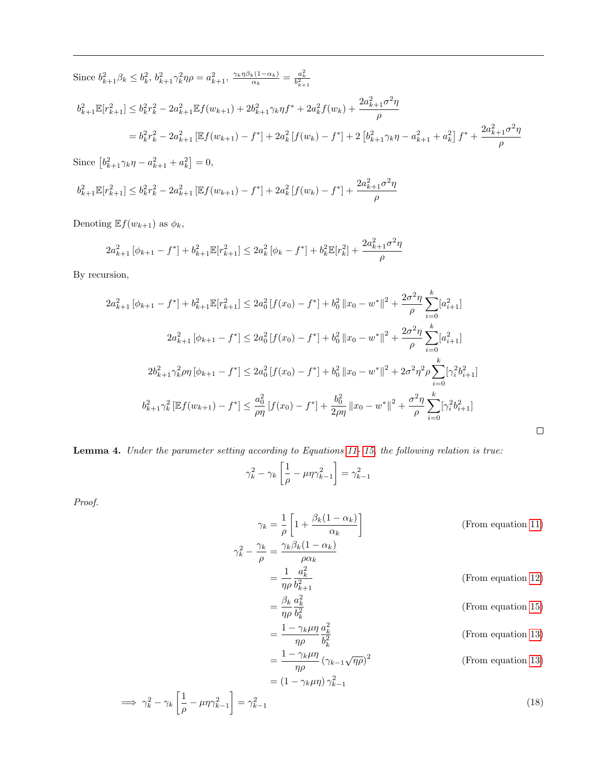Since $b_{k+1}^2\beta_k \leq b_k^2$, $b_{k+1}^2\gamma_k^2\eta\rho = a_{k+1}^2$, $\frac{\gamma_k\eta\beta_k(1-\alpha_k)}{\alpha_k} = \frac{a_k^2}{b_{k+1}^2}$

$$
\begin{aligned}
b_{k+1}^2\mathbb{E}[r_{k+1}^2] &\leq b_k^2 r_k^2 - 2a_{k+1}^2\mathbb{E}f(w_{k+1}) + 2b_{k+1}^2\gamma_k\eta f^* + 2a_k^2 f(w_k) + \frac{2a_{k+1}^2\sigma^2\eta}{\rho} \\
&= b_k^2 r_k^2 - 2a_{k+1}^2\left[\mathbb{E}f(w_{k+1}) - f^*\right] + 2a_k^2\left[f(w_k) - f^*\right] + 2\left[b_{k+1}^2\gamma_k\eta - a_{k+1}^2 + a_k^2\right]f^* + \frac{2a_{k+1}^2\sigma^2\eta}{\rho}
\end{aligned}
$$

Since $\left[b_{k+1}^2\gamma_k\eta - a_{k+1}^2 + a_k^2\right] = 0$,

$$
b_{k+1}^2\mathbb{E}[r_{k+1}^2] \leq b_k^2 r_k^2 - 2a_{k+1}^2\left[\mathbb{E}f(w_{k+1}) - f^*\right] + 2a_k^2\left[f(w_k) - f^*\right] + \frac{2a_{k+1}^2\sigma^2\eta}{\rho}
$$

Denoting $\mathbb{E}f(w_{k+1})$ as $\phi_k$,

$$
2a_{k+1}^2\left[\phi_{k+1} - f^*\right] + b_{k+1}^2\mathbb{E}[r_{k+1}^2] \leq 2a_k^2\left[\phi_k - f^*\right] + b_k^2\mathbb{E}[r_k^2] + \frac{2a_{k+1}^2\sigma^2\eta}{\rho}
$$

By recursion,

$$
\begin{aligned}
2a_{k+1}^2\left[\phi_{k+1} - f^*\right] + b_{k+1}^2\mathbb{E}[r_{k+1}^2] &\leq 2a_0^2\left[f(x_0) - f^*\right] + b_0^2\left\|x_0 - w^*\right\|^2 + \frac{2\sigma^2\eta}{\rho}\sum_{i=0}^{k}[a_{i+1}^2] \\
2a_{k+1}^2\left[\phi_{k+1} - f^*\right] &\leq 2a_0^2\left[f(x_0) - f^*\right] + b_0^2\left\|x_0 - w^*\right\|^2 + \frac{2\sigma^2\eta}{\rho}\sum_{i=0}^{k}[a_{i+1}^2] \\
2b_{k+1}^2\gamma_k^2\rho\eta\left[\phi_{k+1} - f^*\right] &\leq 2a_0^2\left[f(x_0) - f^*\right] + b_0^2\left\|x_0 - w^*\right\|^2 + 2\sigma^2\eta^2\rho\sum_{i=0}^{k}[\gamma_i^2 b_{i+1}^2] \\
b_{k+1}^2\gamma_k^2\left[\mathbb{E}f(w_{k+1}) - f^*\right] &\leq \frac{a_0^2}{\rho\eta}\left[f(x_0) - f^*\right] + \frac{b_0^2}{2\rho\eta}\left\|x_0 - w^*\right\|^2 + \frac{\sigma^2\eta}{\rho}\sum_{i=0}^{k}[\gamma_i^2 b_{i+1}^2]
\end{aligned}
$$

□

**Lemma 4.** *Under the parameter setting according to Equations 11- 15, the following relation is true:*

$$
\gamma_k^2 - \gamma_k\left[\frac{1}{\rho} - \mu\eta\gamma_{k-1}^2\right] = \gamma_{k-1}^2
$$

*Proof.*

$$
\begin{aligned}
\gamma_k &= \frac{1}{\rho}\left[1 + \frac{\beta_k(1-\alpha_k)}{\alpha_k}\right] && \text{(From equation 11)} \\
\gamma_k^2 - \frac{\gamma_k}{\rho} &= \frac{\gamma_k\beta_k(1-\alpha_k)}{\rho\alpha_k} \\
&= \frac{1}{\eta\rho}\frac{a_k^2}{b_{k+1}^2} && \text{(From equation 12)} \\
&= \frac{\beta_k}{\eta\rho}\frac{a_k^2}{b_k^2} && \text{(From equation 15)} \\
&= \frac{1 - \gamma_k\mu\eta}{\eta\rho}\frac{a_k^2}{b_k^2} && \text{(From equation 13)} \\
&= \frac{1 - \gamma_k\mu\eta}{\eta\rho}\left(\gamma_{k-1}\sqrt{\eta\rho}\right)^2 && \text{(From equation 13)} \\
&= \left(1 - \gamma_k\mu\eta\right)\gamma_{k-1}^2
\end{aligned}
$$

$$
\implies \gamma_k^2 - \gamma_k\left[\frac{1}{\rho} - \mu\eta\gamma_{k-1}^2\right] = \gamma_{k-1}^2 \tag{18}
$$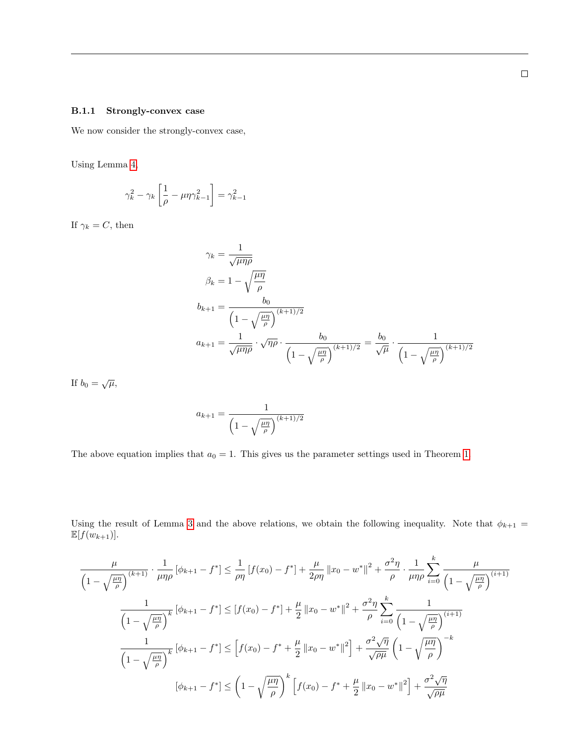□

### B.1.1 Strongly-convex case

We now consider the strongly-convex case,

Using Lemma 4,

$$\gamma_k^2 - \gamma_k \left[\frac{1}{\rho} - \mu\eta\gamma_{k-1}^2\right] = \gamma_{k-1}^2$$

If $\gamma_k = C$, then

$$\gamma_k = \frac{1}{\sqrt{\mu\eta\rho}}$$

$$\beta_k = 1 - \sqrt{\frac{\mu\eta}{\rho}}$$

$$b_{k+1} = \frac{b_0}{\left(1 - \sqrt{\frac{\mu\eta}{\rho}}\right)^{(k+1)/2}}$$

$$a_{k+1} = \frac{1}{\sqrt{\mu\eta\rho}} \cdot \sqrt{\eta\rho} \cdot \frac{b_0}{\left(1 - \sqrt{\frac{\mu\eta}{\rho}}\right)^{(k+1)/2}} = \frac{b_0}{\sqrt{\mu}} \cdot \frac{1}{\left(1 - \sqrt{\frac{\mu\eta}{\rho}}\right)^{(k+1)/2}}$$

If $b_0 = \sqrt{\mu}$,

$$a_{k+1} = \frac{1}{\left(1 - \sqrt{\frac{\mu\eta}{\rho}}\right)^{(k+1)/2}}$$

The above equation implies that $a_0 = 1$. This gives us the parameter settings used in Theorem 1.

Using the result of Lemma 3 and the above relations, we obtain the following inequality. Note that $\phi_{k+1} = \mathbb{E}[f(w_{k+1})]$.

$$\frac{\mu}{\left(1 - \sqrt{\frac{\mu\eta}{\rho}}\right)^{(k+1)}} \cdot \frac{1}{\mu\eta\rho}\left[\phi_{k+1} - f^*\right] \leq \frac{1}{\rho\eta}\left[f(x_0) - f^*\right] + \frac{\mu}{2\rho\eta}\left\|x_0 - w^*\right\|^2 + \frac{\sigma^2\eta}{\rho} \cdot \frac{1}{\mu\eta\rho}\sum_{i=0}^{k}\frac{\mu}{\left(1 - \sqrt{\frac{\mu\eta}{\rho}}\right)^{(i+1)}}$$

$$\frac{1}{\left(1 - \sqrt{\frac{\mu\eta}{\rho}}\right)^{k}}\left[\phi_{k+1} - f^*\right] \leq \left[f(x_0) - f^*\right] + \frac{\mu}{2}\left\|x_0 - w^*\right\|^2 + \frac{\sigma^2\eta}{\rho}\sum_{i=0}^{k}\frac{1}{\left(1 - \sqrt{\frac{\mu\eta}{\rho}}\right)^{(i+1)}}$$

$$\frac{1}{\left(1 - \sqrt{\frac{\mu\eta}{\rho}}\right)^{k}}\left[\phi_{k+1} - f^*\right] \leq \left[f(x_0) - f^* + \frac{\mu}{2}\left\|x_0 - w^*\right\|^2\right] + \frac{\sigma^2\sqrt{\eta}}{\sqrt{\rho\mu}}\left(1 - \sqrt{\frac{\mu\eta}{\rho}}\right)^{-k}$$

$$\left[\phi_{k+1} - f^*\right] \leq \left(1 - \sqrt{\frac{\mu\eta}{\rho}}\right)^{k}\left[f(x_0) - f^* + \frac{\mu}{2}\left\|x_0 - w^*\right\|^2\right] + \frac{\sigma^2\sqrt{\eta}}{\sqrt{\rho\mu}}$$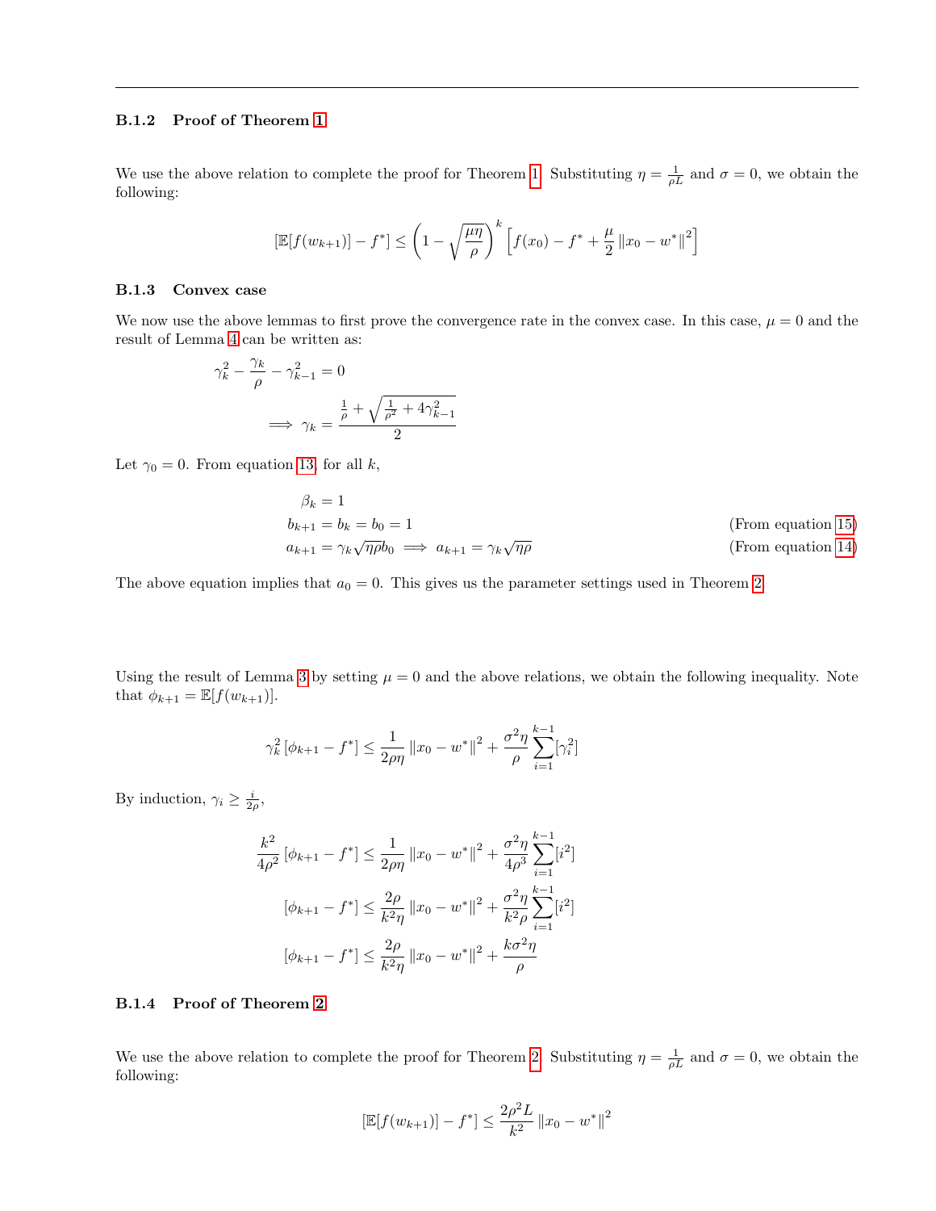### B.1.2 Proof of Theorem 1

We use the above relation to complete the proof for Theorem 1. Substituting $\eta = \frac{1}{\rho L}$ and $\sigma = 0$, we obtain the following:

$$[\mathbb{E}[f(w_{k+1})] - f^*] \leq \left(1 - \sqrt{\frac{\mu\eta}{\rho}}\right)^k \left[f(x_0) - f^* + \frac{\mu}{2}\|x_0 - w^*\|^2\right]$$

### B.1.3 Convex case

We now use the above lemmas to first prove the convergence rate in the convex case. In this case, $\mu = 0$ and the result of Lemma 4 can be written as:

$$\gamma_k^2 - \frac{\gamma_k}{\rho} - \gamma_{k-1}^2 = 0$$

$$\implies \gamma_k = \frac{\frac{1}{\rho} + \sqrt{\frac{1}{\rho^2} + 4\gamma_{k-1}^2}}{2}$$

Let $\gamma_0 = 0$. From equation 13, for all $k$,

$$\beta_k = 1$$

$$b_{k+1} = b_k = b_0 = 1 \qquad \text{(From equation 15)}$$

$$a_{k+1} = \gamma_k\sqrt{\eta\rho}\, b_0 \implies a_{k+1} = \gamma_k\sqrt{\eta\rho} \qquad \text{(From equation 14)}$$

The above equation implies that $a_0 = 0$. This gives us the parameter settings used in Theorem 2.

Using the result of Lemma 3 by setting $\mu = 0$ and the above relations, we obtain the following inequality. Note that $\phi_{k+1} = \mathbb{E}[f(w_{k+1})]$.

$$\gamma_k^2\left[\phi_{k+1} - f^*\right] \leq \frac{1}{2\rho\eta}\|x_0 - w^*\|^2 + \frac{\sigma^2\eta}{\rho}\sum_{i=1}^{k-1}[\gamma_i^2]$$

By induction, $\gamma_i \geq \frac{i}{2\rho}$,

$$\frac{k^2}{4\rho^2}\left[\phi_{k+1} - f^*\right] \leq \frac{1}{2\rho\eta}\|x_0 - w^*\|^2 + \frac{\sigma^2\eta}{4\rho^3}\sum_{i=1}^{k-1}[i^2]$$

$$\left[\phi_{k+1} - f^*\right] \leq \frac{2\rho}{k^2\eta}\|x_0 - w^*\|^2 + \frac{\sigma^2\eta}{k^2\rho}\sum_{i=1}^{k-1}[i^2]$$

$$\left[\phi_{k+1} - f^*\right] \leq \frac{2\rho}{k^2\eta}\|x_0 - w^*\|^2 + \frac{k\sigma^2\eta}{\rho}$$

### B.1.4 Proof of Theorem 2

We use the above relation to complete the proof for Theorem 2. Substituting $\eta = \frac{1}{\rho L}$ and $\sigma = 0$, we obtain the following:

$$[\mathbb{E}[f(w_{k+1})] - f^*] \leq \frac{2\rho^2 L}{k^2}\|x_0 - w^*\|^2$$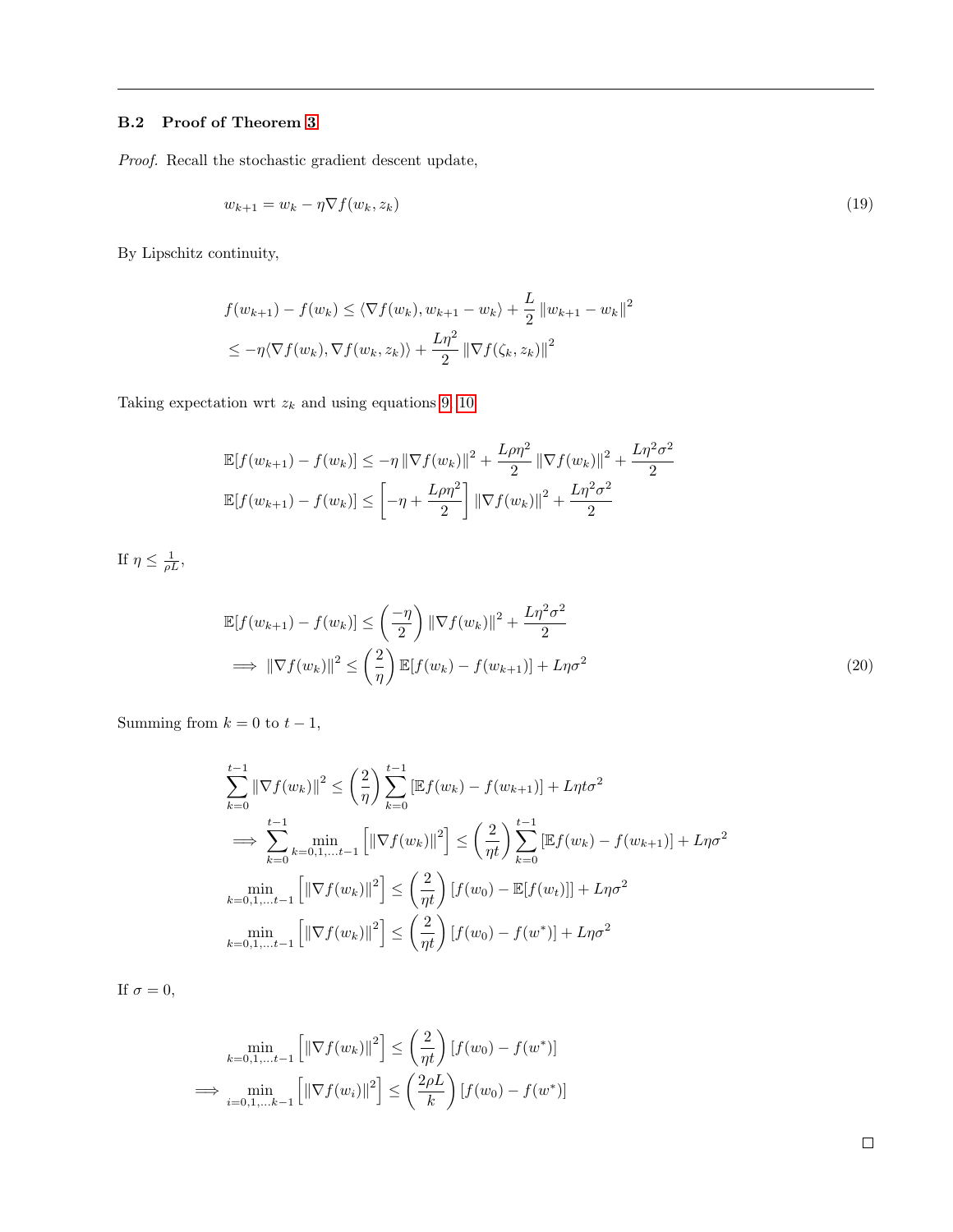### B.2 Proof of Theorem 3

*Proof.* Recall the stochastic gradient descent update,

$$w_{k+1} = w_k - \eta \nabla f(w_k, z_k) \tag{19}$$

By Lipschitz continuity,

$$
\begin{aligned}
f(w_{k+1}) - f(w_k) &\leq \langle \nabla f(w_k), w_{k+1} - w_k \rangle + \frac{L}{2} \left\| w_{k+1} - w_k \right\|^2 \\
&\leq -\eta \langle \nabla f(w_k), \nabla f(w_k, z_k) \rangle + \frac{L\eta^2}{2} \left\| \nabla f(\zeta_k, z_k) \right\|^2
\end{aligned}
$$

Taking expectation wrt $z_k$ and using equations 9, 10

$$
\begin{aligned}
\mathbb{E}[f(w_{k+1}) - f(w_k)] &\leq -\eta \left\| \nabla f(w_k) \right\|^2 + \frac{L\rho\eta^2}{2} \left\| \nabla f(w_k) \right\|^2 + \frac{L\eta^2\sigma^2}{2} \\
\mathbb{E}[f(w_{k+1}) - f(w_k)] &\leq \left[ -\eta + \frac{L\rho\eta^2}{2} \right] \left\| \nabla f(w_k) \right\|^2 + \frac{L\eta^2\sigma^2}{2}
\end{aligned}
$$

If $\eta \leq \frac{1}{\rho L}$,

$$
\begin{aligned}
\mathbb{E}[f(w_{k+1}) - f(w_k)] &\leq \left( \frac{-\eta}{2} \right) \left\| \nabla f(w_k) \right\|^2 + \frac{L\eta^2\sigma^2}{2} \\
\implies \left\| \nabla f(w_k) \right\|^2 &\leq \left( \frac{2}{\eta} \right) \mathbb{E}[f(w_k) - f(w_{k+1})] + L\eta\sigma^2
\end{aligned} \tag{20}
$$

Summing from $k = 0$ to $t - 1$,

$$
\begin{aligned}
\sum_{k=0}^{t-1} \left\| \nabla f(w_k) \right\|^2 &\leq \left( \frac{2}{\eta} \right) \sum_{k=0}^{t-1} \left[ \mathbb{E} f(w_k) - f(w_{k+1}) \right] + L\eta t\sigma^2 \\
\implies \sum_{k=0}^{t-1} \min_{k=0,1,\ldots t-1} \left[ \left\| \nabla f(w_k) \right\|^2 \right] &\leq \left( \frac{2}{\eta t} \right) \sum_{k=0}^{t-1} \left[ \mathbb{E} f(w_k) - f(w_{k+1}) \right] + L\eta\sigma^2 \\
\min_{k=0,1,\ldots t-1} \left[ \left\| \nabla f(w_k) \right\|^2 \right] &\leq \left( \frac{2}{\eta t} \right) \left[ f(w_0) - \mathbb{E}[f(w_t)] \right] + L\eta\sigma^2 \\
\min_{k=0,1,\ldots t-1} \left[ \left\| \nabla f(w_k) \right\|^2 \right] &\leq \left( \frac{2}{\eta t} \right) \left[ f(w_0) - f(w^*) \right] + L\eta\sigma^2
\end{aligned}
$$

If $\sigma = 0$,

$$
\begin{aligned}
\min_{k=0,1,\ldots t-1} \left[ \left\| \nabla f(w_k) \right\|^2 \right] &\leq \left( \frac{2}{\eta t} \right) \left[ f(w_0) - f(w^*) \right] \\
\implies \min_{i=0,1,\ldots k-1} \left[ \left\| \nabla f(w_i) \right\|^2 \right] &\leq \left( \frac{2\rho L}{k} \right) \left[ f(w_0) - f(w^*) \right]
\end{aligned}
$$

□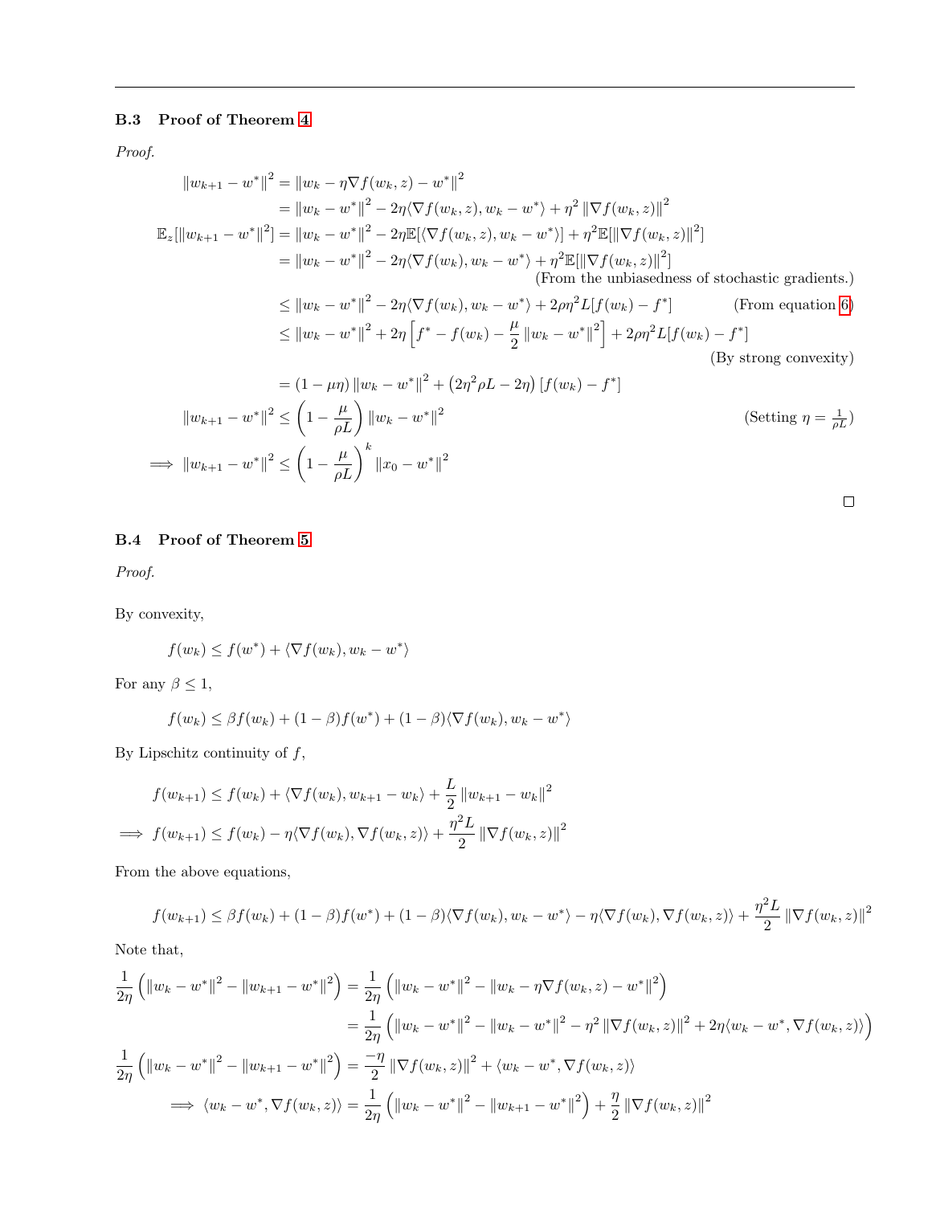### B.3 Proof of Theorem 4

*Proof.*

$$
\begin{aligned}
\|w_{k+1} - w^*\|^2 &= \|w_k - \eta \nabla f(w_k, z) - w^*\|^2 \\
&= \|w_k - w^*\|^2 - 2\eta \langle \nabla f(w_k, z), w_k - w^* \rangle + \eta^2 \|\nabla f(w_k, z)\|^2 \\
\mathbb{E}_z[\|w_{k+1} - w^*\|^2] &= \|w_k - w^*\|^2 - 2\eta \mathbb{E}[\langle \nabla f(w_k, z), w_k - w^* \rangle] + \eta^2 \mathbb{E}[\|\nabla f(w_k, z)\|^2] \\
&= \|w_k - w^*\|^2 - 2\eta \langle \nabla f(w_k), w_k - w^* \rangle + \eta^2 \mathbb{E}[\|\nabla f(w_k, z)\|^2] \\
&\qquad \text{(From the unbiasedness of stochastic gradients.)} \\
&\leq \|w_k - w^*\|^2 - 2\eta \langle \nabla f(w_k), w_k - w^* \rangle + 2\rho \eta^2 L [f(w_k) - f^*] \qquad \text{(From equation 6)} \\
&\leq \|w_k - w^*\|^2 + 2\eta \left[ f^* - f(w_k) - \frac{\mu}{2} \|w_k - w^*\|^2 \right] + 2\rho \eta^2 L [f(w_k) - f^*] \\
&\qquad \text{(By strong convexity)} \\
&= (1 - \mu\eta) \|w_k - w^*\|^2 + \left(2\eta^2 \rho L - 2\eta\right) [f(w_k) - f^*] \\
\|w_{k+1} - w^*\|^2 &\leq \left(1 - \frac{\mu}{\rho L}\right) \|w_k - w^*\|^2 \qquad \text{(Setting } \eta = \tfrac{1}{\rho L}\text{)} \\
\implies \|w_{k+1} - w^*\|^2 &\leq \left(1 - \frac{\mu}{\rho L}\right)^k \|x_0 - w^*\|^2
\end{aligned}
$$

□

### B.4 Proof of Theorem 5

*Proof.*

By convexity,

$$f(w_k) \leq f(w^*) + \langle \nabla f(w_k), w_k - w^* \rangle$$

For any $\beta \leq 1$,

$$f(w_k) \leq \beta f(w_k) + (1 - \beta) f(w^*) + (1 - \beta) \langle \nabla f(w_k), w_k - w^* \rangle$$

By Lipschitz continuity of $f$,

$$
\begin{aligned}
& f(w_{k+1}) \leq f(w_k) + \langle \nabla f(w_k), w_{k+1} - w_k \rangle + \frac{L}{2} \|w_{k+1} - w_k\|^2 \\
\implies & f(w_{k+1}) \leq f(w_k) - \eta \langle \nabla f(w_k), \nabla f(w_k, z) \rangle + \frac{\eta^2 L}{2} \|\nabla f(w_k, z)\|^2
\end{aligned}
$$

From the above equations,

$$f(w_{k+1}) \leq \beta f(w_k) + (1 - \beta) f(w^*) + (1 - \beta) \langle \nabla f(w_k), w_k - w^* \rangle - \eta \langle \nabla f(w_k), \nabla f(w_k, z) \rangle + \frac{\eta^2 L}{2} \|\nabla f(w_k, z)\|^2$$

Note that,

$$
\begin{aligned}
\frac{1}{2\eta} \left( \|w_k - w^*\|^2 - \|w_{k+1} - w^*\|^2 \right) &= \frac{1}{2\eta} \left( \|w_k - w^*\|^2 - \|w_k - \eta \nabla f(w_k, z) - w^*\|^2 \right) \\
&= \frac{1}{2\eta} \left( \|w_k - w^*\|^2 - \|w_k - w^*\|^2 - \eta^2 \|\nabla f(w_k, z)\|^2 + 2\eta \langle w_k - w^*, \nabla f(w_k, z) \rangle \right) \\
\frac{1}{2\eta} \left( \|w_k - w^*\|^2 - \|w_{k+1} - w^*\|^2 \right) &= \frac{-\eta}{2} \|\nabla f(w_k, z)\|^2 + \langle w_k - w^*, \nabla f(w_k, z) \rangle \\
\implies \langle w_k - w^*, \nabla f(w_k, z) \rangle &= \frac{1}{2\eta} \left( \|w_k - w^*\|^2 - \|w_{k+1} - w^*\|^2 \right) + \frac{\eta}{2} \|\nabla f(w_k, z)\|^2
\end{aligned}
$$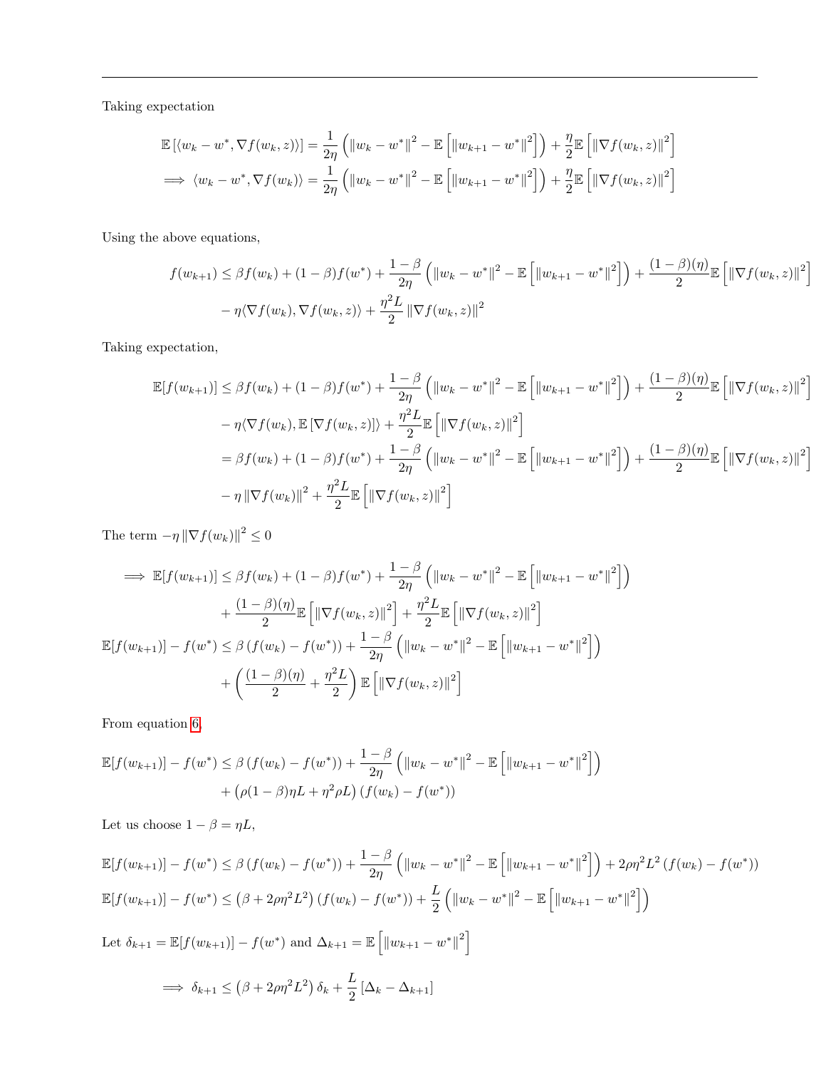Taking expectation

$$
\begin{aligned}
\mathbb{E}\left[\langle w_k - w^*, \nabla f(w_k, z)\rangle\right] &= \frac{1}{2\eta}\left(\|w_k - w^*\|^2 - \mathbb{E}\left[\|w_{k+1} - w^*\|^2\right]\right) + \frac{\eta}{2}\mathbb{E}\left[\|\nabla f(w_k, z)\|^2\right] \\
\implies \langle w_k - w^*, \nabla f(w_k)\rangle &= \frac{1}{2\eta}\left(\|w_k - w^*\|^2 - \mathbb{E}\left[\|w_{k+1} - w^*\|^2\right]\right) + \frac{\eta}{2}\mathbb{E}\left[\|\nabla f(w_k, z)\|^2\right]
\end{aligned}
$$

Using the above equations,

$$
\begin{aligned}
f(w_{k+1}) \leq{}& \beta f(w_k) + (1-\beta) f(w^*) + \frac{1-\beta}{2\eta}\left(\|w_k - w^*\|^2 - \mathbb{E}\left[\|w_{k+1} - w^*\|^2\right]\right) + \frac{(1-\beta)(\eta)}{2}\mathbb{E}\left[\|\nabla f(w_k, z)\|^2\right] \\
&- \eta\langle \nabla f(w_k), \nabla f(w_k, z)\rangle + \frac{\eta^2 L}{2}\|\nabla f(w_k, z)\|^2
\end{aligned}
$$

Taking expectation,

$$
\begin{aligned}
\mathbb{E}[f(w_{k+1})] \leq{}& \beta f(w_k) + (1-\beta) f(w^*) + \frac{1-\beta}{2\eta}\left(\|w_k - w^*\|^2 - \mathbb{E}\left[\|w_{k+1} - w^*\|^2\right]\right) + \frac{(1-\beta)(\eta)}{2}\mathbb{E}\left[\|\nabla f(w_k, z)\|^2\right] \\
&- \eta\langle \nabla f(w_k), \mathbb{E}\left[\nabla f(w_k, z)\right]\rangle + \frac{\eta^2 L}{2}\mathbb{E}\left[\|\nabla f(w_k, z)\|^2\right] \\
={}& \beta f(w_k) + (1-\beta) f(w^*) + \frac{1-\beta}{2\eta}\left(\|w_k - w^*\|^2 - \mathbb{E}\left[\|w_{k+1} - w^*\|^2\right]\right) + \frac{(1-\beta)(\eta)}{2}\mathbb{E}\left[\|\nabla f(w_k, z)\|^2\right] \\
&- \eta\|\nabla f(w_k)\|^2 + \frac{\eta^2 L}{2}\mathbb{E}\left[\|\nabla f(w_k, z)\|^2\right]
\end{aligned}
$$

The term $-\eta\|\nabla f(w_k)\|^2 \leq 0$

$$
\begin{aligned}
\implies \mathbb{E}[f(w_{k+1})] \leq{}& \beta f(w_k) + (1-\beta) f(w^*) + \frac{1-\beta}{2\eta}\left(\|w_k - w^*\|^2 - \mathbb{E}\left[\|w_{k+1} - w^*\|^2\right]\right) \\
&+ \frac{(1-\beta)(\eta)}{2}\mathbb{E}\left[\|\nabla f(w_k, z)\|^2\right] + \frac{\eta^2 L}{2}\mathbb{E}\left[\|\nabla f(w_k, z)\|^2\right] \\
\mathbb{E}[f(w_{k+1})] - f(w^*) \leq{}& \beta\left(f(w_k) - f(w^*)\right) + \frac{1-\beta}{2\eta}\left(\|w_k - w^*\|^2 - \mathbb{E}\left[\|w_{k+1} - w^*\|^2\right]\right) \\
&+ \left(\frac{(1-\beta)(\eta)}{2} + \frac{\eta^2 L}{2}\right)\mathbb{E}\left[\|\nabla f(w_k, z)\|^2\right]
\end{aligned}
$$

From equation 6,

$$
\begin{aligned}
\mathbb{E}[f(w_{k+1})] - f(w^*) \leq{}& \beta\left(f(w_k) - f(w^*)\right) + \frac{1-\beta}{2\eta}\left(\|w_k - w^*\|^2 - \mathbb{E}\left[\|w_{k+1} - w^*\|^2\right]\right) \\
&+ \left(\rho(1-\beta)\eta L + \eta^2 \rho L\right)\left(f(w_k) - f(w^*)\right)
\end{aligned}
$$

Let us choose $1 - \beta = \eta L$,

$$
\begin{aligned}
\mathbb{E}[f(w_{k+1})] - f(w^*) &\leq \beta\left(f(w_k) - f(w^*)\right) + \frac{1-\beta}{2\eta}\left(\|w_k - w^*\|^2 - \mathbb{E}\left[\|w_{k+1} - w^*\|^2\right]\right) + 2\rho\eta^2 L^2\left(f(w_k) - f(w^*)\right) \\
\mathbb{E}[f(w_{k+1})] - f(w^*) &\leq \left(\beta + 2\rho\eta^2 L^2\right)\left(f(w_k) - f(w^*)\right) + \frac{L}{2}\left(\|w_k - w^*\|^2 - \mathbb{E}\left[\|w_{k+1} - w^*\|^2\right]\right)
\end{aligned}
$$

Let $\delta_{k+1} = \mathbb{E}[f(w_{k+1})] - f(w^*)$ and $\Delta_{k+1} = \mathbb{E}\left[\|w_{k+1} - w^*\|^2\right]$

$$
\implies \delta_{k+1} \leq \left(\beta + 2\rho\eta^2 L^2\right)\delta_k + \frac{L}{2}\left[\Delta_k - \Delta_{k+1}\right]
$$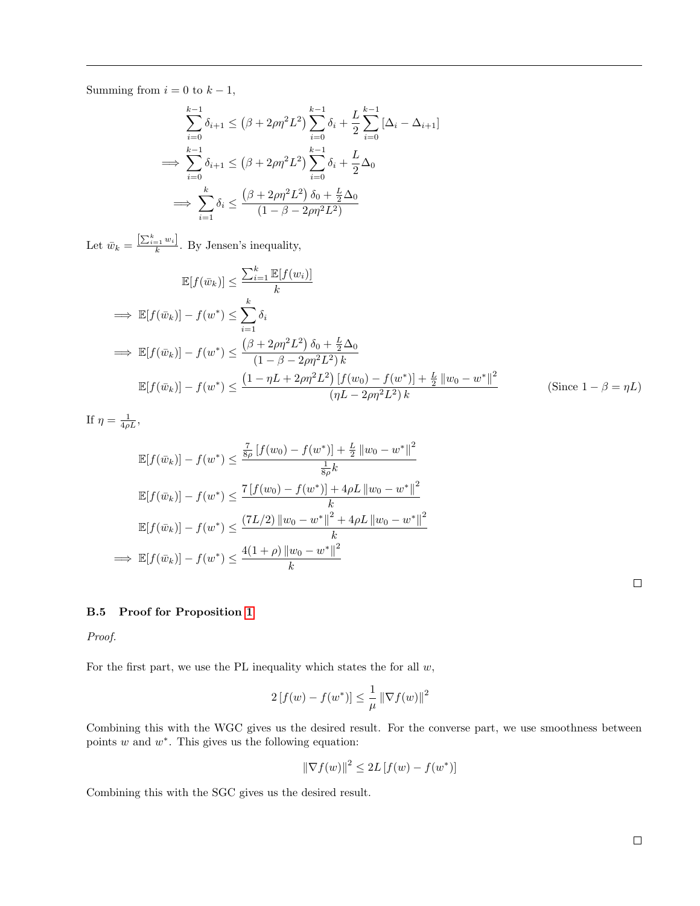Summing from $i = 0$ to $k - 1$,

$$
\begin{aligned}
\sum_{i=0}^{k-1} \delta_{i+1} &\leq \left(\beta + 2\rho\eta^2 L^2\right) \sum_{i=0}^{k-1} \delta_i + \frac{L}{2} \sum_{i=0}^{k-1} \left[\Delta_i - \Delta_{i+1}\right] \\
\implies \sum_{i=0}^{k-1} \delta_{i+1} &\leq \left(\beta + 2\rho\eta^2 L^2\right) \sum_{i=0}^{k-1} \delta_i + \frac{L}{2} \Delta_0 \\
\implies \sum_{i=1}^{k} \delta_i &\leq \frac{\left(\beta + 2\rho\eta^2 L^2\right) \delta_0 + \frac{L}{2} \Delta_0}{\left(1 - \beta - 2\rho\eta^2 L^2\right)}
\end{aligned}
$$

Let $\bar{w}_k = \frac{\left[\sum_{i=1}^{k} w_i\right]}{k}$. By Jensen's inequality,

$$
\begin{aligned}
\mathbb{E}[f(\bar{w}_k)] &\leq \frac{\sum_{i=1}^{k} \mathbb{E}[f(w_i)]}{k} \\
\implies \mathbb{E}[f(\bar{w}_k)] - f(w^*) &\leq \sum_{i=1}^{k} \delta_i \\
\implies \mathbb{E}[f(\bar{w}_k)] - f(w^*) &\leq \frac{\left(\beta + 2\rho\eta^2 L^2\right) \delta_0 + \frac{L}{2} \Delta_0}{\left(1 - \beta - 2\rho\eta^2 L^2\right) k} \\
\mathbb{E}[f(\bar{w}_k)] - f(w^*) &\leq \frac{\left(1 - \eta L + 2\rho\eta^2 L^2\right) \left[f(w_0) - f(w^*)\right] + \frac{L}{2} \left\|w_0 - w^*\right\|^2}{\left(\eta L - 2\rho\eta^2 L^2\right) k} \qquad \text{(Since } 1 - \beta = \eta L\text{)}
\end{aligned}
$$

If $\eta = \frac{1}{4\rho L}$,

$$
\begin{aligned}
\mathbb{E}[f(\bar{w}_k)] - f(w^*) &\leq \frac{\frac{7}{8\rho} \left[f(w_0) - f(w^*)\right] + \frac{L}{2} \left\|w_0 - w^*\right\|^2}{\frac{1}{8\rho} k} \\
\mathbb{E}[f(\bar{w}_k)] - f(w^*) &\leq \frac{7 \left[f(w_0) - f(w^*)\right] + 4\rho L \left\|w_0 - w^*\right\|^2}{k} \\
\mathbb{E}[f(\bar{w}_k)] - f(w^*) &\leq \frac{(7L/2) \left\|w_0 - w^*\right\|^2 + 4\rho L \left\|w_0 - w^*\right\|^2}{k} \\
\implies \mathbb{E}[f(\bar{w}_k)] - f(w^*) &\leq \frac{4(1 + \rho) \left\|w_0 - w^*\right\|^2}{k}
\end{aligned}
$$

□

### B.5 Proof for Proposition 1

*Proof.*

For the first part, we use the PL inequality which states the for all $w$,

$$
2\left[f(w) - f(w^*)\right] \leq \frac{1}{\mu} \left\|\nabla f(w)\right\|^2
$$

Combining this with the WGC gives us the desired result. For the converse part, we use smoothness between points $w$ and $w^*$. This gives us the following equation:

$$
\left\|\nabla f(w)\right\|^2 \leq 2L\left[f(w) - f(w^*)\right]
$$

Combining this with the SGC gives us the desired result.

□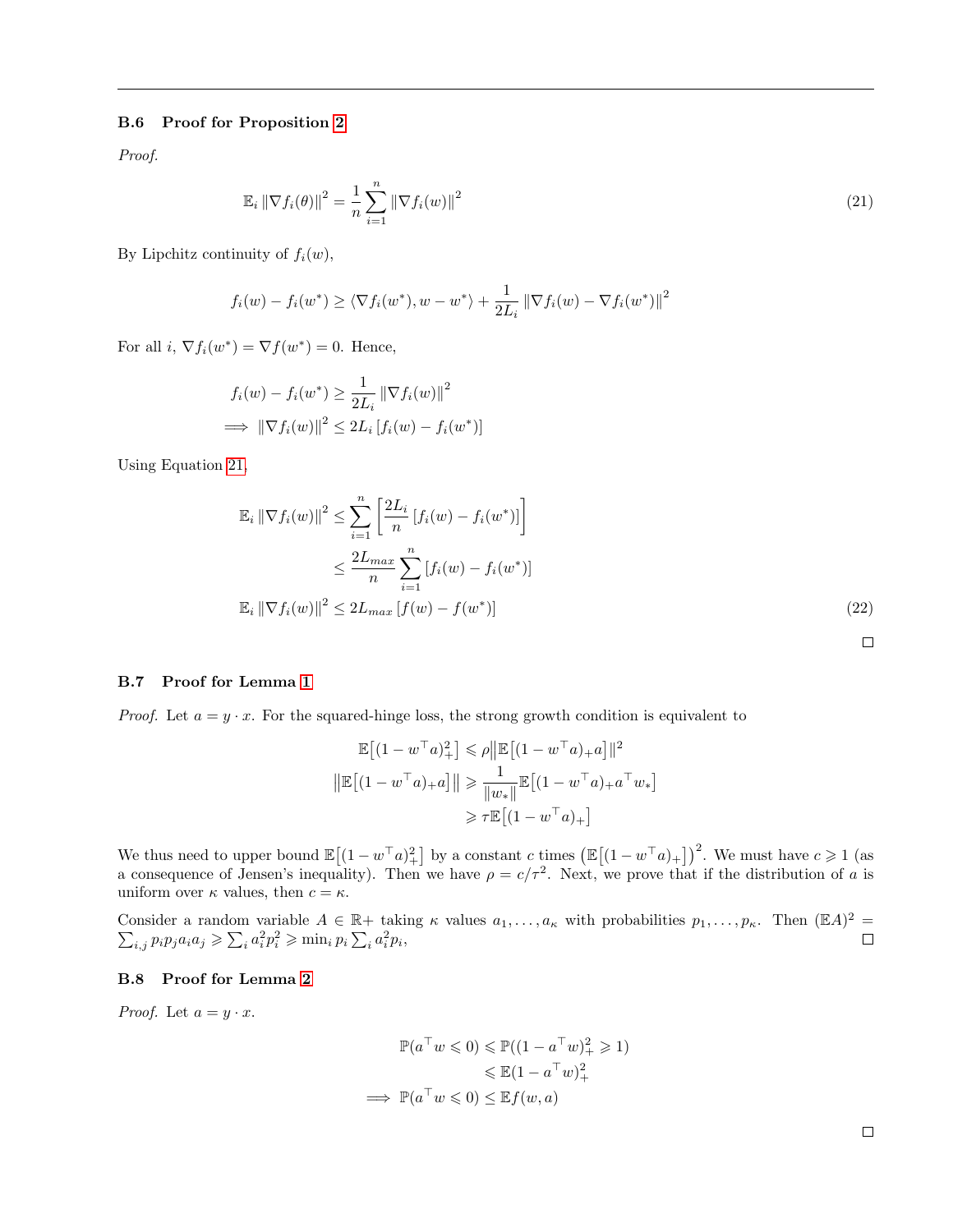### B.6 Proof for Proposition 2

*Proof.*

$$\mathbb{E}_i \left\|\nabla f_i(\theta)\right\|^2 = \frac{1}{n}\sum_{i=1}^{n}\left\|\nabla f_i(w)\right\|^2 \tag{21}$$

By Lipchitz continuity of $f_i(w)$,

$$f_i(w) - f_i(w^*) \geq \langle \nabla f_i(w^*), w - w^* \rangle + \frac{1}{2L_i}\left\|\nabla f_i(w) - \nabla f_i(w^*)\right\|^2$$

For all $i$, $\nabla f_i(w^*) = \nabla f(w^*) = 0$. Hence,

$$f_i(w) - f_i(w^*) \geq \frac{1}{2L_i}\left\|\nabla f_i(w)\right\|^2$$

$$\implies \left\|\nabla f_i(w)\right\|^2 \leq 2L_i\left[f_i(w) - f_i(w^*)\right]$$

Using Equation 21,

$$\mathbb{E}_i \left\|\nabla f_i(w)\right\|^2 \leq \sum_{i=1}^{n}\left[\frac{2L_i}{n}\left[f_i(w) - f_i(w^*)\right]\right]$$

$$\leq \frac{2L_{max}}{n}\sum_{i=1}^{n}\left[f_i(w) - f_i(w^*)\right]$$

$$\mathbb{E}_i \left\|\nabla f_i(w)\right\|^2 \leq 2L_{max}\left[f(w) - f(w^*)\right] \tag{22}$$

□

### B.7 Proof for Lemma 1

*Proof.* Let $a = y \cdot x$. For the squared-hinge loss, the strong growth condition is equivalent to

$$\mathbb{E}\big[(1 - w^\top a)_+^2\big] \leqslant \rho \big\|\mathbb{E}\big[(1 - w^\top a)_+ a\big]\big\|^2$$

$$\big\|\mathbb{E}\big[(1 - w^\top a)_+ a\big]\big\| \geqslant \frac{1}{\|w_*\|}\mathbb{E}\big[(1 - w^\top a)_+ a^\top w_*\big]$$

$$\geqslant \tau \mathbb{E}\big[(1 - w^\top a)_+\big]$$

We thus need to upper bound $\mathbb{E}\big[(1 - w^\top a)_+^2\big]$ by a constant $c$ times $\big(\mathbb{E}\big[(1 - w^\top a)_+\big]\big)^2$. We must have $c \geqslant 1$ (as a consequence of Jensen's inequality). Then we have $\rho = c/\tau^2$. Next, we prove that if the distribution of $a$ is uniform over $\kappa$ values, then $c = \kappa$.

Consider a random variable $A \in \mathbb{R}+$ taking $\kappa$ values $a_1, \ldots, a_\kappa$ with probabilities $p_1, \ldots, p_\kappa$. Then $(\mathbb{E}A)^2 = \sum_{i,j} p_i p_j a_i a_j \geqslant \sum_i a_i^2 p_i^2 \geqslant \min_i p_i \sum_i a_i^2 p_i$, □

### B.8 Proof for Lemma 2

*Proof.* Let $a = y \cdot x$.

$$\mathbb{P}(a^\top w \leqslant 0) \leqslant \mathbb{P}((1 - a^\top w)_+^2 \geqslant 1)$$

$$\leqslant \mathbb{E}(1 - a^\top w)_+^2$$

$$\implies \mathbb{P}(a^\top w \leqslant 0) \leq \mathbb{E}f(w, a)$$

□